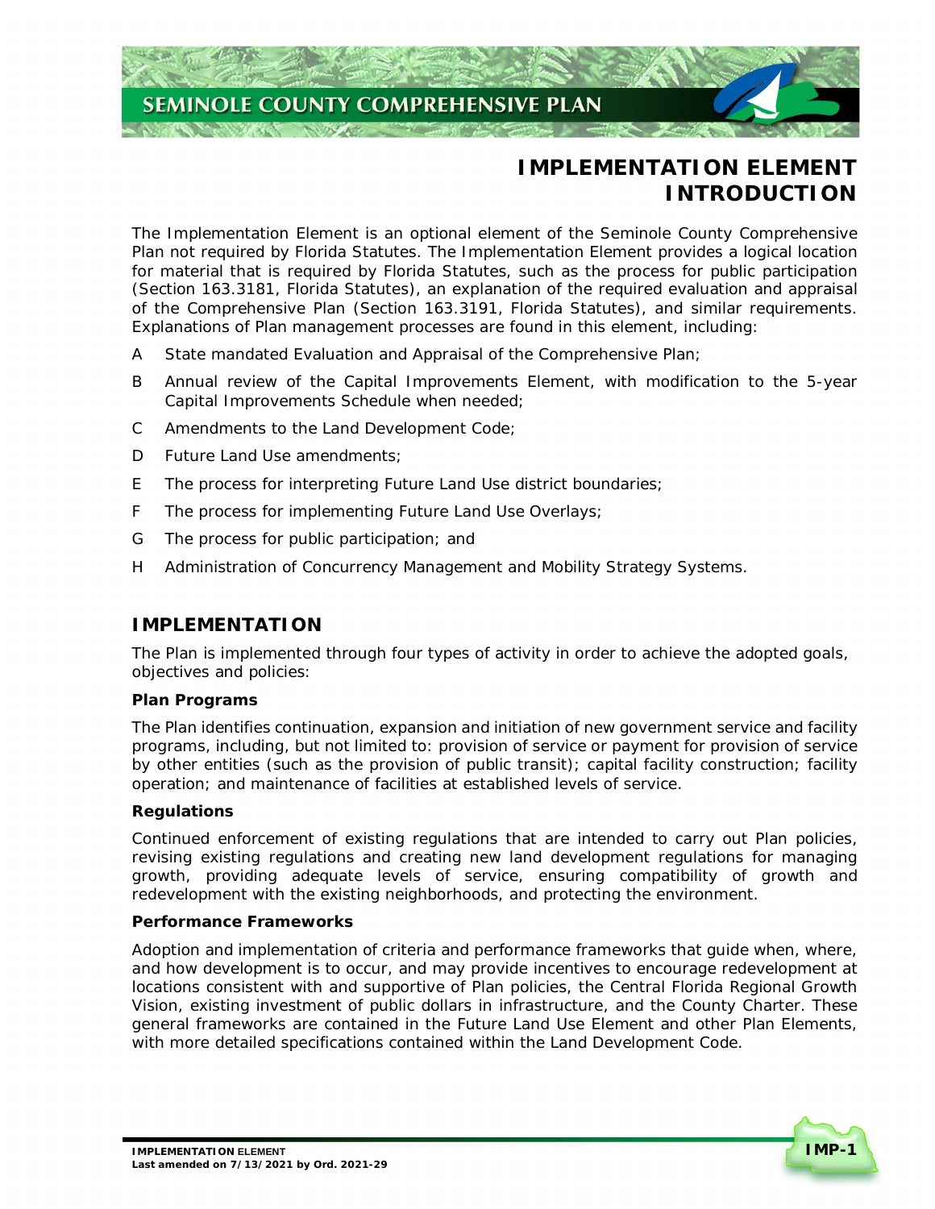# IMPLEMENTATION ELEMENT INTRODUCTION

The Implementation Element is an optional element of the Seminole County Comprehensive Plan not required by Florida Statutes. The Implementation Element provides a logical location for material that is required by Florida Statutes, such as the process for public participation (Section 163.3181, Florida Statutes), an explanation of the required evaluation and appraisal of the Comprehensive Plan (Section 163.3191, Florida Statutes), and similar requirements. Explanations of Plan management processes are found in this element, including:

A State mandated Evaluation and Appraisal of the Comprehensive Plan;

B Annual review of the Capital Improvements Element, with modification to the 5-year Capital Improvements Schedule when needed;

C Amendments to the Land Development Code;

D Future Land Use amendments;

E The process for interpreting Future Land Use district boundaries;

F The process for implementing Future Land Use Overlays;

G The process for public participation; and

H Administration of Concurrency Management and Mobility Strategy Systems.

## IMPLEMENTATION

The Plan is implemented through four types of activity in order to achieve the adopted goals, objectives and policies:

### Plan Programs

The Plan identifies continuation, expansion and initiation of new government service and facility programs, including, but not limited to: provision of service or payment for provision of service by other entities (such as the provision of public transit); capital facility construction; facility operation; and maintenance of facilities at established levels of service.

### Regulations

Continued enforcement of existing regulations that are intended to carry out Plan policies, revising existing regulations and creating new land development regulations for managing growth, providing adequate levels of service, ensuring compatibility of growth and redevelopment with the existing neighborhoods, and protecting the environment.

### Performance Frameworks

Adoption and implementation of criteria and performance frameworks that guide when, where, and how development is to occur, and may provide incentives to encourage redevelopment at locations consistent with and supportive of Plan policies, the Central Florida Regional Growth Vision, existing investment of public dollars in infrastructure, and the County Charter. These general frameworks are contained in the Future Land Use Element and other Plan Elements, with more detailed specifications contained within the Land Development Code.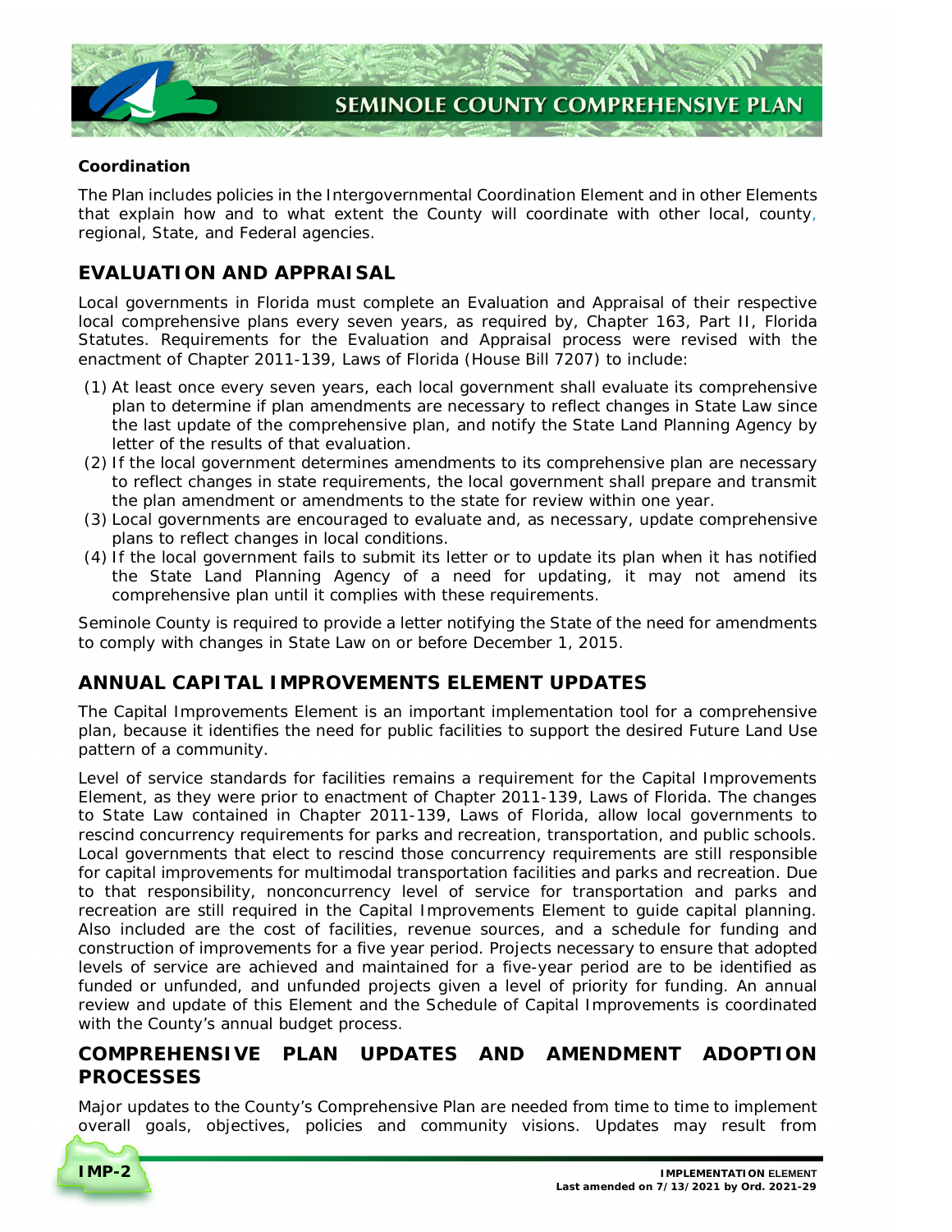**Coordination**

The Plan includes policies in the Intergovernmental Coordination Element and in other Elements that explain how and to what extent the County will coordinate with other local, county, regional, State, and Federal agencies.

## EVALUATION AND APPRAISAL

Local governments in Florida must complete an Evaluation and Appraisal of their respective local comprehensive plans every seven years, as required by, Chapter 163, Part II, Florida Statutes. Requirements for the Evaluation and Appraisal process were revised with the enactment of Chapter 2011-139, Laws of Florida (House Bill 7207) to include:

(1) At least once every seven years, each local government shall evaluate its comprehensive plan to determine if plan amendments are necessary to reflect changes in State Law since the last update of the comprehensive plan, and notify the State Land Planning Agency by letter of the results of that evaluation.
(2) If the local government determines amendments to its comprehensive plan are necessary to reflect changes in state requirements, the local government shall prepare and transmit the plan amendment or amendments to the state for review within one year.
(3) Local governments are encouraged to evaluate and, as necessary, update comprehensive plans to reflect changes in local conditions.
(4) If the local government fails to submit its letter or to update its plan when it has notified the State Land Planning Agency of a need for updating, it may not amend its comprehensive plan until it complies with these requirements.

Seminole County is required to provide a letter notifying the State of the need for amendments to comply with changes in State Law on or before December 1, 2015.

## ANNUAL CAPITAL IMPROVEMENTS ELEMENT UPDATES

The Capital Improvements Element is an important implementation tool for a comprehensive plan, because it identifies the need for public facilities to support the desired Future Land Use pattern of a community.

Level of service standards for facilities remains a requirement for the Capital Improvements Element, as they were prior to enactment of Chapter 2011-139, Laws of Florida. The changes to State Law contained in Chapter 2011-139, Laws of Florida, allow local governments to rescind concurrency requirements for parks and recreation, transportation, and public schools. Local governments that elect to rescind those concurrency requirements are still responsible for capital improvements for multimodal transportation facilities and parks and recreation. Due to that responsibility, nonconcurrency level of service for transportation and parks and recreation are still required in the Capital Improvements Element to guide capital planning. Also included are the cost of facilities, revenue sources, and a schedule for funding and construction of improvements for a five year period. Projects necessary to ensure that adopted levels of service are achieved and maintained for a five-year period are to be identified as funded or unfunded, and unfunded projects given a level of priority for funding. An annual review and update of this Element and the Schedule of Capital Improvements is coordinated with the County's annual budget process.

## COMPREHENSIVE PLAN UPDATES AND AMENDMENT ADOPTION PROCESSES

Major updates to the County's Comprehensive Plan are needed from time to time to implement overall goals, objectives, policies and community visions. Updates may result from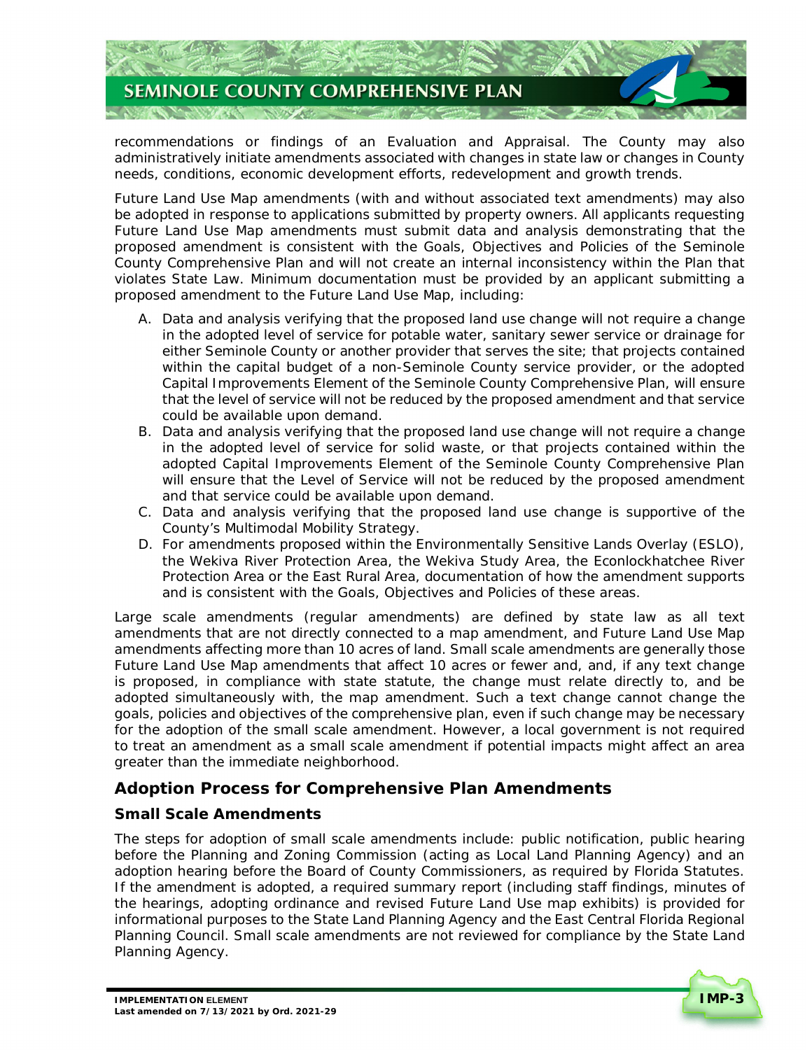recommendations or findings of an Evaluation and Appraisal. The County may also administratively initiate amendments associated with changes in state law or changes in County needs, conditions, economic development efforts, redevelopment and growth trends.

Future Land Use Map amendments (with and without associated text amendments) may also be adopted in response to applications submitted by property owners. All applicants requesting Future Land Use Map amendments must submit data and analysis demonstrating that the proposed amendment is consistent with the Goals, Objectives and Policies of the Seminole County Comprehensive Plan and will not create an internal inconsistency within the Plan that violates State Law. Minimum documentation must be provided by an applicant submitting a proposed amendment to the Future Land Use Map, including:

A. Data and analysis verifying that the proposed land use change will not require a change in the adopted level of service for potable water, sanitary sewer service or drainage for either Seminole County or another provider that serves the site; that projects contained within the capital budget of a non-Seminole County service provider, or the adopted Capital Improvements Element of the Seminole County Comprehensive Plan, will ensure that the level of service will not be reduced by the proposed amendment and that service could be available upon demand.
B. Data and analysis verifying that the proposed land use change will not require a change in the adopted level of service for solid waste, or that projects contained within the adopted Capital Improvements Element of the Seminole County Comprehensive Plan will ensure that the Level of Service will not be reduced by the proposed amendment and that service could be available upon demand.
C. Data and analysis verifying that the proposed land use change is supportive of the County's Multimodal Mobility Strategy.
D. For amendments proposed within the Environmentally Sensitive Lands Overlay (ESLO), the Wekiva River Protection Area, the Wekiva Study Area, the Econlockhatchee River Protection Area or the East Rural Area, documentation of how the amendment supports and is consistent with the Goals, Objectives and Policies of these areas.

Large scale amendments (regular amendments) are defined by state law as all text amendments that are not directly connected to a map amendment, and Future Land Use Map amendments affecting more than 10 acres of land. Small scale amendments are generally those Future Land Use Map amendments that affect 10 acres or fewer and, and, if any text change is proposed, in compliance with state statute, the change must relate directly to, and be adopted simultaneously with, the map amendment. Such a text change cannot change the goals, policies and objectives of the comprehensive plan, even if such change may be necessary for the adoption of the small scale amendment. However, a local government is not required to treat an amendment as a small scale amendment if potential impacts might affect an area greater than the immediate neighborhood.

## Adoption Process for Comprehensive Plan Amendments

### Small Scale Amendments

The steps for adoption of small scale amendments include: public notification, public hearing before the Planning and Zoning Commission (acting as Local Land Planning Agency) and an adoption hearing before the Board of County Commissioners, as required by Florida Statutes. If the amendment is adopted, a required summary report (including staff findings, minutes of the hearings, adopting ordinance and revised Future Land Use map exhibits) is provided for informational purposes to the State Land Planning Agency and the East Central Florida Regional Planning Council. Small scale amendments are not reviewed for compliance by the State Land Planning Agency.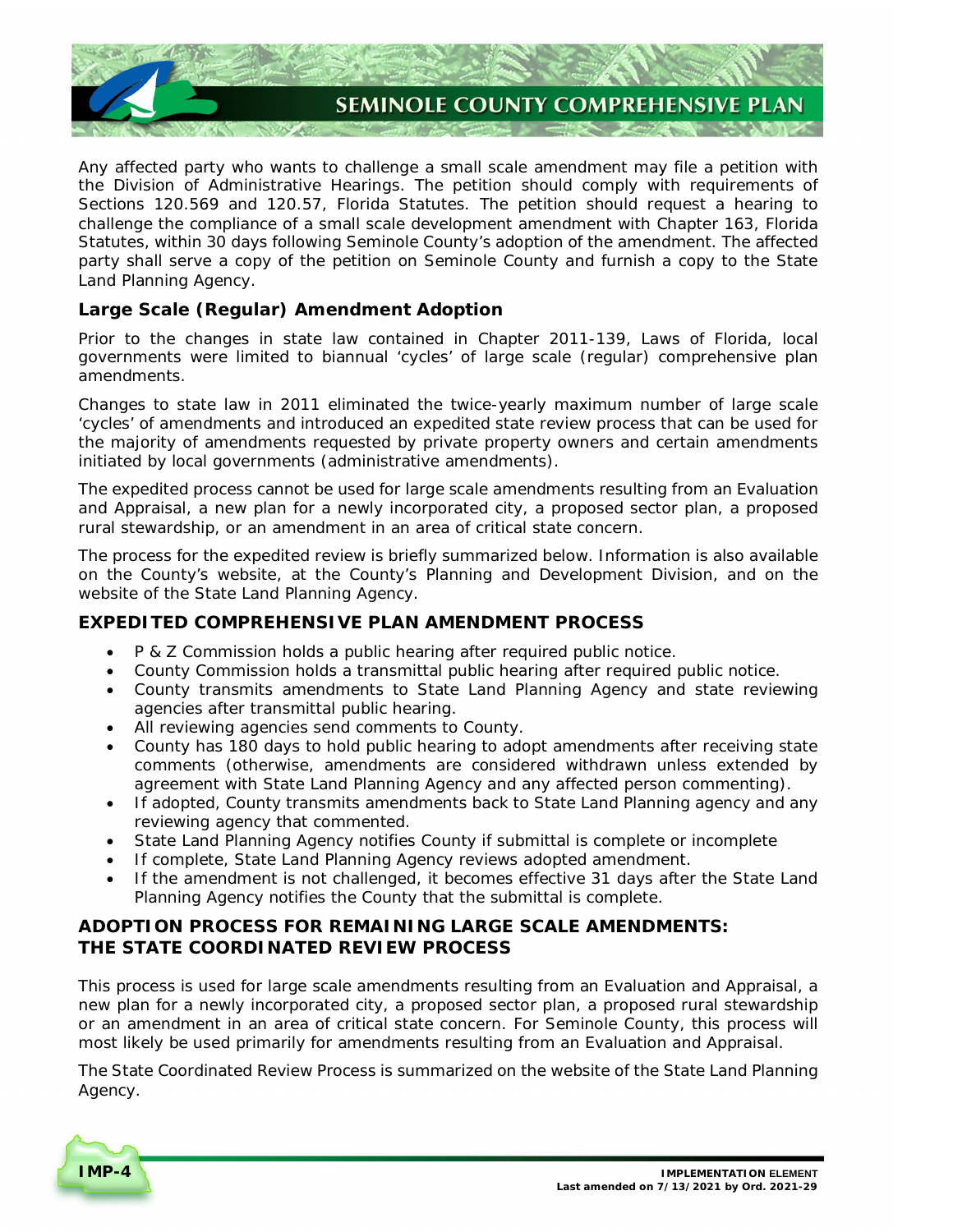Any affected party who wants to challenge a small scale amendment may file a petition with the Division of Administrative Hearings. The petition should comply with requirements of Sections 120.569 and 120.57, Florida Statutes. The petition should request a hearing to challenge the compliance of a small scale development amendment with Chapter 163, Florida Statutes, within 30 days following Seminole County's adoption of the amendment. The affected party shall serve a copy of the petition on Seminole County and furnish a copy to the State Land Planning Agency.

### Large Scale (Regular) Amendment Adoption

Prior to the changes in state law contained in Chapter 2011-139, Laws of Florida, local governments were limited to biannual 'cycles' of large scale (regular) comprehensive plan amendments.

Changes to state law in 2011 eliminated the twice-yearly maximum number of large scale 'cycles' of amendments and introduced an expedited state review process that can be used for the majority of amendments requested by private property owners and certain amendments initiated by local governments (administrative amendments).

The expedited process cannot be used for large scale amendments resulting from an Evaluation and Appraisal, a new plan for a newly incorporated city, a proposed sector plan, a proposed rural stewardship, or an amendment in an area of critical state concern.

The process for the expedited review is briefly summarized below. Information is also available on the County's website, at the County's Planning and Development Division, and on the website of the State Land Planning Agency.

### EXPEDITED COMPREHENSIVE PLAN AMENDMENT PROCESS

- P & Z Commission holds a public hearing after required public notice.
- County Commission holds a transmittal public hearing after required public notice.
- County transmits amendments to State Land Planning Agency and state reviewing agencies after transmittal public hearing.
- All reviewing agencies send comments to County.
- County has 180 days to hold public hearing to adopt amendments after receiving state comments (otherwise, amendments are considered withdrawn unless extended by agreement with State Land Planning Agency and any affected person commenting).
- If adopted, County transmits amendments back to State Land Planning agency and any reviewing agency that commented.
- State Land Planning Agency notifies County if submittal is complete or incomplete
- If complete, State Land Planning Agency reviews adopted amendment.
- If the amendment is not challenged, it becomes effective 31 days after the State Land Planning Agency notifies the County that the submittal is complete.

### ADOPTION PROCESS FOR REMAINING LARGE SCALE AMENDMENTS: THE STATE COORDINATED REVIEW PROCESS

This process is used for large scale amendments resulting from an Evaluation and Appraisal, a new plan for a newly incorporated city, a proposed sector plan, a proposed rural stewardship or an amendment in an area of critical state concern. For Seminole County, this process will most likely be used primarily for amendments resulting from an Evaluation and Appraisal.

The State Coordinated Review Process is summarized on the website of the State Land Planning Agency.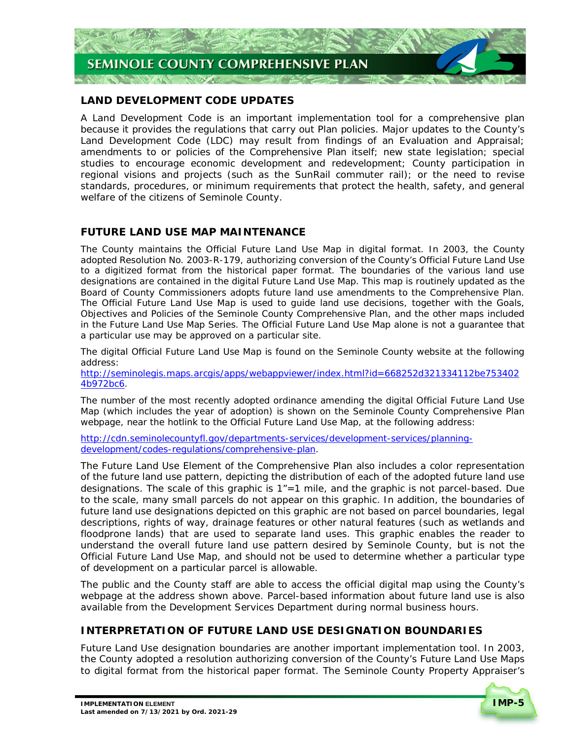## LAND DEVELOPMENT CODE UPDATES

A Land Development Code is an important implementation tool for a comprehensive plan because it provides the regulations that carry out Plan policies. Major updates to the County's Land Development Code (LDC) may result from findings of an Evaluation and Appraisal; amendments to or policies of the Comprehensive Plan itself; new state legislation; special studies to encourage economic development and redevelopment; County participation in regional visions and projects (such as the SunRail commuter rail); or the need to revise standards, procedures, or minimum requirements that protect the health, safety, and general welfare of the citizens of Seminole County.

## FUTURE LAND USE MAP MAINTENANCE

The County maintains the Official Future Land Use Map in digital format. In 2003, the County adopted Resolution No. 2003-R-179, authorizing conversion of the County's Official Future Land Use to a digitized format from the historical paper format. The boundaries of the various land use designations are contained in the digital Future Land Use Map. This map is routinely updated as the Board of County Commissioners adopts future land use amendments to the Comprehensive Plan. The Official Future Land Use Map is used to guide land use decisions, together with the Goals, Objectives and Policies of the Seminole County Comprehensive Plan, and the other maps included in the Future Land Use Map Series. The Official Future Land Use Map alone is not a guarantee that a particular use may be approved on a particular site.

The digital Official Future Land Use Map is found on the Seminole County website at the following address:
http://seminolegis.maps.arcgis/apps/webappviewer/index.html?id=668252d321334112be7534024b972bc6.

The number of the most recently adopted ordinance amending the digital Official Future Land Use Map (which includes the year of adoption) is shown on the Seminole County Comprehensive Plan webpage, near the hotlink to the Official Future Land Use Map, at the following address:

http://cdn.seminolecountyfl.gov/departments-services/development-services/planning-development/codes-regulations/comprehensive-plan.

The Future Land Use Element of the Comprehensive Plan also includes a color representation of the future land use pattern, depicting the distribution of each of the adopted future land use designations. The scale of this graphic is 1"=1 mile, and the graphic is not parcel-based. Due to the scale, many small parcels do not appear on this graphic. In addition, the boundaries of future land use designations depicted on this graphic are not based on parcel boundaries, legal descriptions, rights of way, drainage features or other natural features (such as wetlands and floodprone lands) that are used to separate land uses. This graphic enables the reader to understand the overall future land use pattern desired by Seminole County, but is not the Official Future Land Use Map, and should not be used to determine whether a particular type of development on a particular parcel is allowable.

The public and the County staff are able to access the official digital map using the County's webpage at the address shown above. Parcel-based information about future land use is also available from the Development Services Department during normal business hours.

## INTERPRETATION OF FUTURE LAND USE DESIGNATION BOUNDARIES

Future Land Use designation boundaries are another important implementation tool. In 2003, the County adopted a resolution authorizing conversion of the County's Future Land Use Maps to digital format from the historical paper format. The Seminole County Property Appraiser's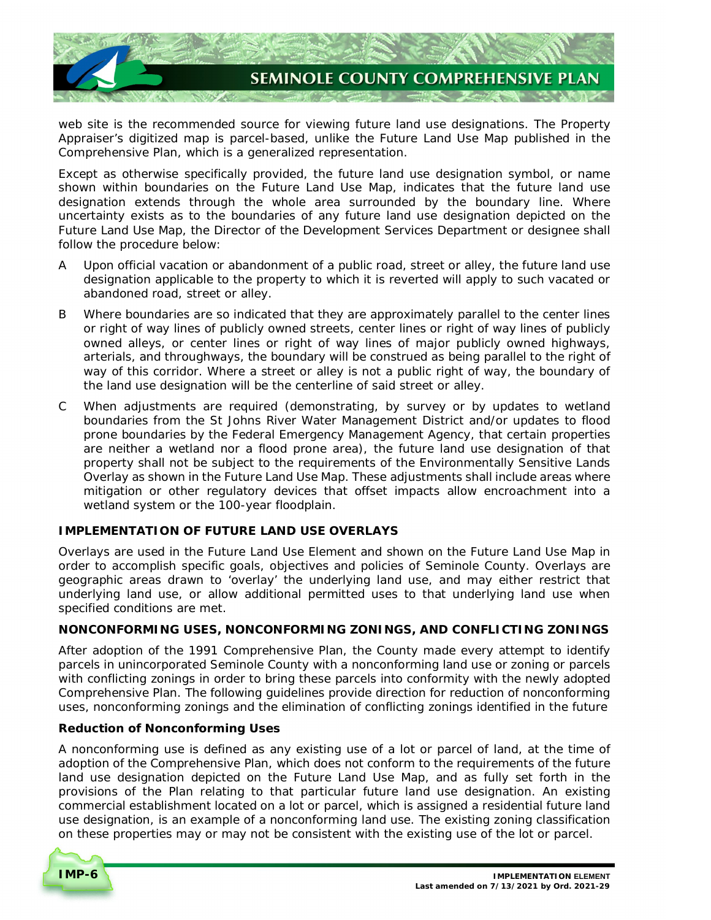web site is the recommended source for viewing future land use designations. The Property Appraiser's digitized map is parcel-based, unlike the Future Land Use Map published in the Comprehensive Plan, which is a generalized representation.

Except as otherwise specifically provided, the future land use designation symbol, or name shown within boundaries on the Future Land Use Map, indicates that the future land use designation extends through the whole area surrounded by the boundary line. Where uncertainty exists as to the boundaries of any future land use designation depicted on the Future Land Use Map, the Director of the Development Services Department or designee shall follow the procedure below:

A Upon official vacation or abandonment of a public road, street or alley, the future land use designation applicable to the property to which it is reverted will apply to such vacated or abandoned road, street or alley.

B Where boundaries are so indicated that they are approximately parallel to the center lines or right of way lines of publicly owned streets, center lines or right of way lines of publicly owned alleys, or center lines or right of way lines of major publicly owned highways, arterials, and throughways, the boundary will be construed as being parallel to the right of way of this corridor. Where a street or alley is not a public right of way, the boundary of the land use designation will be the centerline of said street or alley.

C When adjustments are required (demonstrating, by survey or by updates to wetland boundaries from the St Johns River Water Management District and/or updates to flood prone boundaries by the Federal Emergency Management Agency, that certain properties are neither a wetland nor a flood prone area), the future land use designation of that property shall not be subject to the requirements of the Environmentally Sensitive Lands Overlay as shown in the Future Land Use Map. These adjustments shall include areas where mitigation or other regulatory devices that offset impacts allow encroachment into a wetland system or the 100-year floodplain.

**IMPLEMENTATION OF FUTURE LAND USE OVERLAYS**

Overlays are used in the Future Land Use Element and shown on the Future Land Use Map in order to accomplish specific goals, objectives and policies of Seminole County. Overlays are geographic areas drawn to 'overlay' the underlying land use, and may either restrict that underlying land use, or allow additional permitted uses to that underlying land use when specified conditions are met.

**NONCONFORMING USES, NONCONFORMING ZONINGS, AND CONFLICTING ZONINGS**

After adoption of the 1991 Comprehensive Plan, the County made every attempt to identify parcels in unincorporated Seminole County with a nonconforming land use or zoning or parcels with conflicting zonings in order to bring these parcels into conformity with the newly adopted Comprehensive Plan. The following guidelines provide direction for reduction of nonconforming uses, nonconforming zonings and the elimination of conflicting zonings identified in the future

**Reduction of Nonconforming Uses**

A nonconforming use is defined as any existing use of a lot or parcel of land, at the time of adoption of the Comprehensive Plan, which does not conform to the requirements of the future land use designation depicted on the Future Land Use Map, and as fully set forth in the provisions of the Plan relating to that particular future land use designation. An existing commercial establishment located on a lot or parcel, which is assigned a residential future land use designation, is an example of a nonconforming land use. The existing zoning classification on these properties may or may not be consistent with the existing use of the lot or parcel.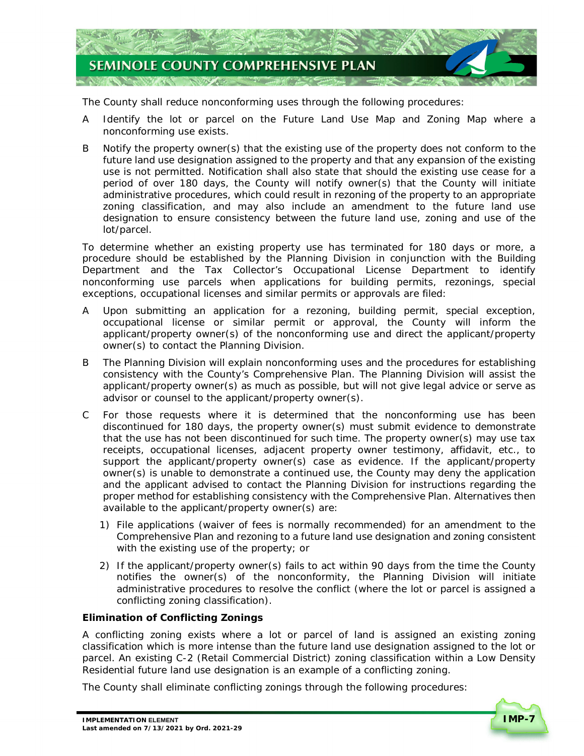The County shall reduce nonconforming uses through the following procedures:

A Identify the lot or parcel on the Future Land Use Map and Zoning Map where a nonconforming use exists.

B Notify the property owner(s) that the existing use of the property does not conform to the future land use designation assigned to the property and that any expansion of the existing use is not permitted. Notification shall also state that should the existing use cease for a period of over 180 days, the County will notify owner(s) that the County will initiate administrative procedures, which could result in rezoning of the property to an appropriate zoning classification, and may also include an amendment to the future land use designation to ensure consistency between the future land use, zoning and use of the lot/parcel.

To determine whether an existing property use has terminated for 180 days or more, a procedure should be established by the Planning Division in conjunction with the Building Department and the Tax Collector's Occupational License Department to identify nonconforming use parcels when applications for building permits, rezonings, special exceptions, occupational licenses and similar permits or approvals are filed:

A Upon submitting an application for a rezoning, building permit, special exception, occupational license or similar permit or approval, the County will inform the applicant/property owner(s) of the nonconforming use and direct the applicant/property owner(s) to contact the Planning Division.

B The Planning Division will explain nonconforming uses and the procedures for establishing consistency with the County's Comprehensive Plan. The Planning Division will assist the applicant/property owner(s) as much as possible, but will not give legal advice or serve as advisor or counsel to the applicant/property owner(s).

C For those requests where it is determined that the nonconforming use has been discontinued for 180 days, the property owner(s) must submit evidence to demonstrate that the use has not been discontinued for such time. The property owner(s) may use tax receipts, occupational licenses, adjacent property owner testimony, affidavit, etc., to support the applicant/property owner(s) case as evidence. If the applicant/property owner(s) is unable to demonstrate a continued use, the County may deny the application and the applicant advised to contact the Planning Division for instructions regarding the proper method for establishing consistency with the Comprehensive Plan. Alternatives then available to the applicant/property owner(s) are:

   1) File applications (waiver of fees is normally recommended) for an amendment to the Comprehensive Plan and rezoning to a future land use designation and zoning consistent with the existing use of the property; or

   2) If the applicant/property owner(s) fails to act within 90 days from the time the County notifies the owner(s) of the nonconformity, the Planning Division will initiate administrative procedures to resolve the conflict (where the lot or parcel is assigned a conflicting zoning classification).

**Elimination of Conflicting Zonings**

A conflicting zoning exists where a lot or parcel of land is assigned an existing zoning classification which is more intense than the future land use designation assigned to the lot or parcel. An existing C-2 (Retail Commercial District) zoning classification within a Low Density Residential future land use designation is an example of a conflicting zoning.

The County shall eliminate conflicting zonings through the following procedures: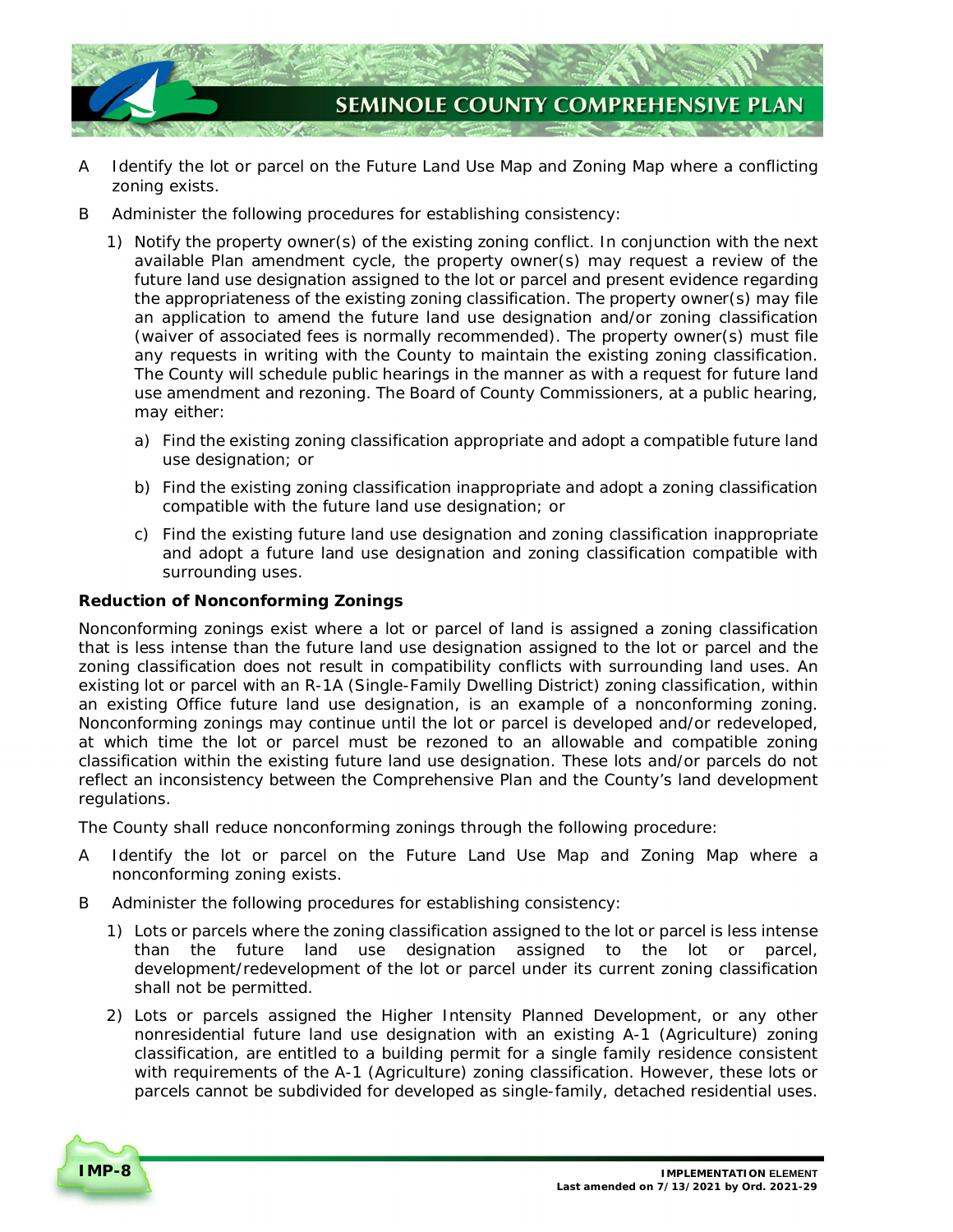A Identify the lot or parcel on the Future Land Use Map and Zoning Map where a conflicting zoning exists.

B Administer the following procedures for establishing consistency:

1) Notify the property owner(s) of the existing zoning conflict. In conjunction with the next available Plan amendment cycle, the property owner(s) may request a review of the future land use designation assigned to the lot or parcel and present evidence regarding the appropriateness of the existing zoning classification. The property owner(s) may file an application to amend the future land use designation and/or zoning classification (waiver of associated fees is normally recommended). The property owner(s) must file any requests in writing with the County to maintain the existing zoning classification. The County will schedule public hearings in the manner as with a request for future land use amendment and rezoning. The Board of County Commissioners, at a public hearing, may either:

   a) Find the existing zoning classification appropriate and adopt a compatible future land use designation; or

   b) Find the existing zoning classification inappropriate and adopt a zoning classification compatible with the future land use designation; or

   c) Find the existing future land use designation and zoning classification inappropriate and adopt a future land use designation and zoning classification compatible with surrounding uses.

**Reduction of Nonconforming Zonings**

Nonconforming zonings exist where a lot or parcel of land is assigned a zoning classification that is less intense than the future land use designation assigned to the lot or parcel and the zoning classification does not result in compatibility conflicts with surrounding land uses. An existing lot or parcel with an R-1A (Single-Family Dwelling District) zoning classification, within an existing Office future land use designation, is an example of a nonconforming zoning. Nonconforming zonings may continue until the lot or parcel is developed and/or redeveloped, at which time the lot or parcel must be rezoned to an allowable and compatible zoning classification within the existing future land use designation. These lots and/or parcels do not reflect an inconsistency between the Comprehensive Plan and the County's land development regulations.

The County shall reduce nonconforming zonings through the following procedure:

A Identify the lot or parcel on the Future Land Use Map and Zoning Map where a nonconforming zoning exists.

B Administer the following procedures for establishing consistency:

1) Lots or parcels where the zoning classification assigned to the lot or parcel is less intense than the future land use designation assigned to the lot or parcel, development/redevelopment of the lot or parcel under its current zoning classification shall not be permitted.

2) Lots or parcels assigned the Higher Intensity Planned Development, or any other nonresidential future land use designation with an existing A-1 (Agriculture) zoning classification, are entitled to a building permit for a single family residence consistent with requirements of the A-1 (Agriculture) zoning classification. However, these lots or parcels cannot be subdivided for developed as single-family, detached residential uses.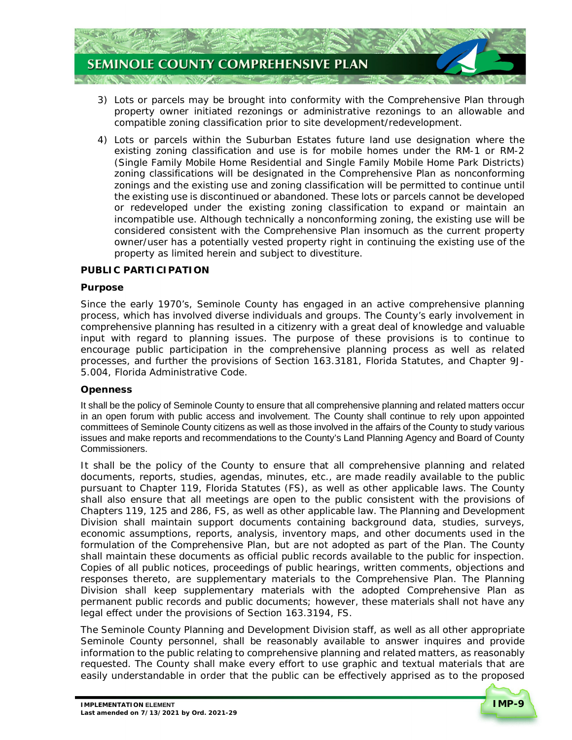3) Lots or parcels may be brought into conformity with the Comprehensive Plan through property owner initiated rezonings or administrative rezonings to an allowable and compatible zoning classification prior to site development/redevelopment.

4) Lots or parcels within the Suburban Estates future land use designation where the existing zoning classification and use is for mobile homes under the RM-1 or RM-2 (Single Family Mobile Home Residential and Single Family Mobile Home Park Districts) zoning classifications will be designated in the Comprehensive Plan as nonconforming zonings and the existing use and zoning classification will be permitted to continue until the existing use is discontinued or abandoned. These lots or parcels cannot be developed or redeveloped under the existing zoning classification to expand or maintain an incompatible use. Although technically a nonconforming zoning, the existing use will be considered consistent with the Comprehensive Plan insomuch as the current property owner/user has a potentially vested property right in continuing the existing use of the property as limited herein and subject to divestiture.

## PUBLIC PARTICIPATION

### Purpose

Since the early 1970's, Seminole County has engaged in an active comprehensive planning process, which has involved diverse individuals and groups. The County's early involvement in comprehensive planning has resulted in a citizenry with a great deal of knowledge and valuable input with regard to planning issues. The purpose of these provisions is to continue to encourage public participation in the comprehensive planning process as well as related processes, and further the provisions of Section 163.3181, Florida Statutes, and Chapter 9J-5.004, Florida Administrative Code.

### Openness

It shall be the policy of Seminole County to ensure that all comprehensive planning and related matters occur in an open forum with public access and involvement. The County shall continue to rely upon appointed committees of Seminole County citizens as well as those involved in the affairs of the County to study various issues and make reports and recommendations to the County's Land Planning Agency and Board of County Commissioners.

It shall be the policy of the County to ensure that all comprehensive planning and related documents, reports, studies, agendas, minutes, etc., are made readily available to the public pursuant to Chapter 119, Florida Statutes (FS), as well as other applicable laws. The County shall also ensure that all meetings are open to the public consistent with the provisions of Chapters 119, 125 and 286, FS, as well as other applicable law. The Planning and Development Division shall maintain support documents containing background data, studies, surveys, economic assumptions, reports, analysis, inventory maps, and other documents used in the formulation of the Comprehensive Plan, but are not adopted as part of the Plan. The County shall maintain these documents as official public records available to the public for inspection. Copies of all public notices, proceedings of public hearings, written comments, objections and responses thereto, are supplementary materials to the Comprehensive Plan. The Planning Division shall keep supplementary materials with the adopted Comprehensive Plan as permanent public records and public documents; however, these materials shall not have any legal effect under the provisions of Section 163.3194, FS.

The Seminole County Planning and Development Division staff, as well as all other appropriate Seminole County personnel, shall be reasonably available to answer inquires and provide information to the public relating to comprehensive planning and related matters, as reasonably requested. The County shall make every effort to use graphic and textual materials that are easily understandable in order that the public can be effectively apprised as to the proposed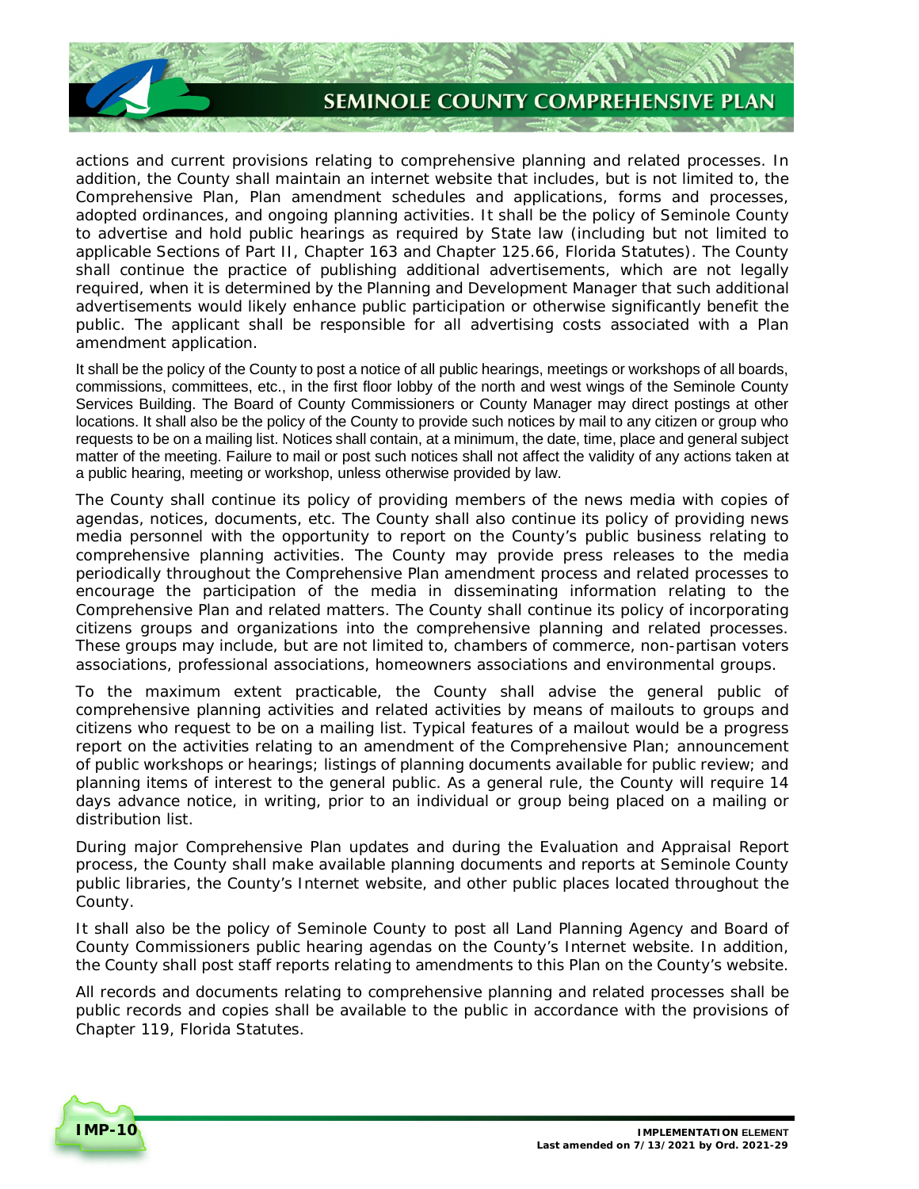actions and current provisions relating to comprehensive planning and related processes. In addition, the County shall maintain an internet website that includes, but is not limited to, the Comprehensive Plan, Plan amendment schedules and applications, forms and processes, adopted ordinances, and ongoing planning activities. It shall be the policy of Seminole County to advertise and hold public hearings as required by State law (including but not limited to applicable Sections of Part II, Chapter 163 and Chapter 125.66, Florida Statutes). The County shall continue the practice of publishing additional advertisements, which are not legally required, when it is determined by the Planning and Development Manager that such additional advertisements would likely enhance public participation or otherwise significantly benefit the public. The applicant shall be responsible for all advertising costs associated with a Plan amendment application.

It shall be the policy of the County to post a notice of all public hearings, meetings or workshops of all boards, commissions, committees, etc., in the first floor lobby of the north and west wings of the Seminole County Services Building. The Board of County Commissioners or County Manager may direct postings at other locations. It shall also be the policy of the County to provide such notices by mail to any citizen or group who requests to be on a mailing list. Notices shall contain, at a minimum, the date, time, place and general subject matter of the meeting. Failure to mail or post such notices shall not affect the validity of any actions taken at a public hearing, meeting or workshop, unless otherwise provided by law.

The County shall continue its policy of providing members of the news media with copies of agendas, notices, documents, etc. The County shall also continue its policy of providing news media personnel with the opportunity to report on the County's public business relating to comprehensive planning activities. The County may provide press releases to the media periodically throughout the Comprehensive Plan amendment process and related processes to encourage the participation of the media in disseminating information relating to the Comprehensive Plan and related matters. The County shall continue its policy of incorporating citizens groups and organizations into the comprehensive planning and related processes. These groups may include, but are not limited to, chambers of commerce, non-partisan voters associations, professional associations, homeowners associations and environmental groups.

To the maximum extent practicable, the County shall advise the general public of comprehensive planning activities and related activities by means of mailouts to groups and citizens who request to be on a mailing list. Typical features of a mailout would be a progress report on the activities relating to an amendment of the Comprehensive Plan; announcement of public workshops or hearings; listings of planning documents available for public review; and planning items of interest to the general public. As a general rule, the County will require 14 days advance notice, in writing, prior to an individual or group being placed on a mailing or distribution list.

During major Comprehensive Plan updates and during the Evaluation and Appraisal Report process, the County shall make available planning documents and reports at Seminole County public libraries, the County's Internet website, and other public places located throughout the County.

It shall also be the policy of Seminole County to post all Land Planning Agency and Board of County Commissioners public hearing agendas on the County's Internet website. In addition, the County shall post staff reports relating to amendments to this Plan on the County's website.

All records and documents relating to comprehensive planning and related processes shall be public records and copies shall be available to the public in accordance with the provisions of Chapter 119, Florida Statutes.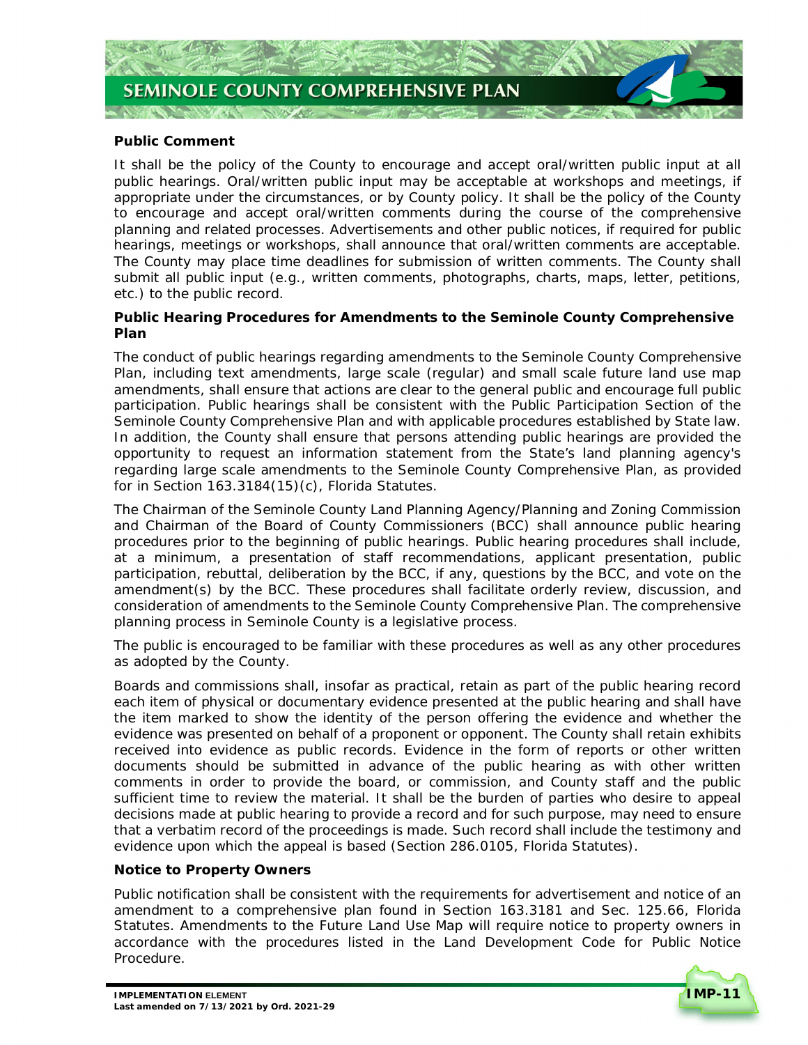**Public Comment**

It shall be the policy of the County to encourage and accept oral/written public input at all public hearings. Oral/written public input may be acceptable at workshops and meetings, if appropriate under the circumstances, or by County policy. It shall be the policy of the County to encourage and accept oral/written comments during the course of the comprehensive planning and related processes. Advertisements and other public notices, if required for public hearings, meetings or workshops, shall announce that oral/written comments are acceptable. The County may place time deadlines for submission of written comments. The County shall submit all public input (e.g., written comments, photographs, charts, maps, letter, petitions, etc.) to the public record.

**Public Hearing Procedures for Amendments to the Seminole County Comprehensive Plan**

The conduct of public hearings regarding amendments to the Seminole County Comprehensive Plan, including text amendments, large scale (regular) and small scale future land use map amendments, shall ensure that actions are clear to the general public and encourage full public participation. Public hearings shall be consistent with the Public Participation Section of the Seminole County Comprehensive Plan and with applicable procedures established by State law. In addition, the County shall ensure that persons attending public hearings are provided the opportunity to request an information statement from the State's land planning agency's regarding large scale amendments to the Seminole County Comprehensive Plan, as provided for in Section 163.3184(15)(c), Florida Statutes.

The Chairman of the Seminole County Land Planning Agency/Planning and Zoning Commission and Chairman of the Board of County Commissioners (BCC) shall announce public hearing procedures prior to the beginning of public hearings. Public hearing procedures shall include, at a minimum, a presentation of staff recommendations, applicant presentation, public participation, rebuttal, deliberation by the BCC, if any, questions by the BCC, and vote on the amendment(s) by the BCC. These procedures shall facilitate orderly review, discussion, and consideration of amendments to the Seminole County Comprehensive Plan. The comprehensive planning process in Seminole County is a legislative process.

The public is encouraged to be familiar with these procedures as well as any other procedures as adopted by the County.

Boards and commissions shall, insofar as practical, retain as part of the public hearing record each item of physical or documentary evidence presented at the public hearing and shall have the item marked to show the identity of the person offering the evidence and whether the evidence was presented on behalf of a proponent or opponent. The County shall retain exhibits received into evidence as public records. Evidence in the form of reports or other written documents should be submitted in advance of the public hearing as with other written comments in order to provide the board, or commission, and County staff and the public sufficient time to review the material. It shall be the burden of parties who desire to appeal decisions made at public hearing to provide a record and for such purpose, may need to ensure that a verbatim record of the proceedings is made. Such record shall include the testimony and evidence upon which the appeal is based (Section 286.0105, Florida Statutes).

**Notice to Property Owners**

Public notification shall be consistent with the requirements for advertisement and notice of an amendment to a comprehensive plan found in Section 163.3181 and Sec. 125.66, Florida Statutes. Amendments to the Future Land Use Map will require notice to property owners in accordance with the procedures listed in the Land Development Code for Public Notice Procedure.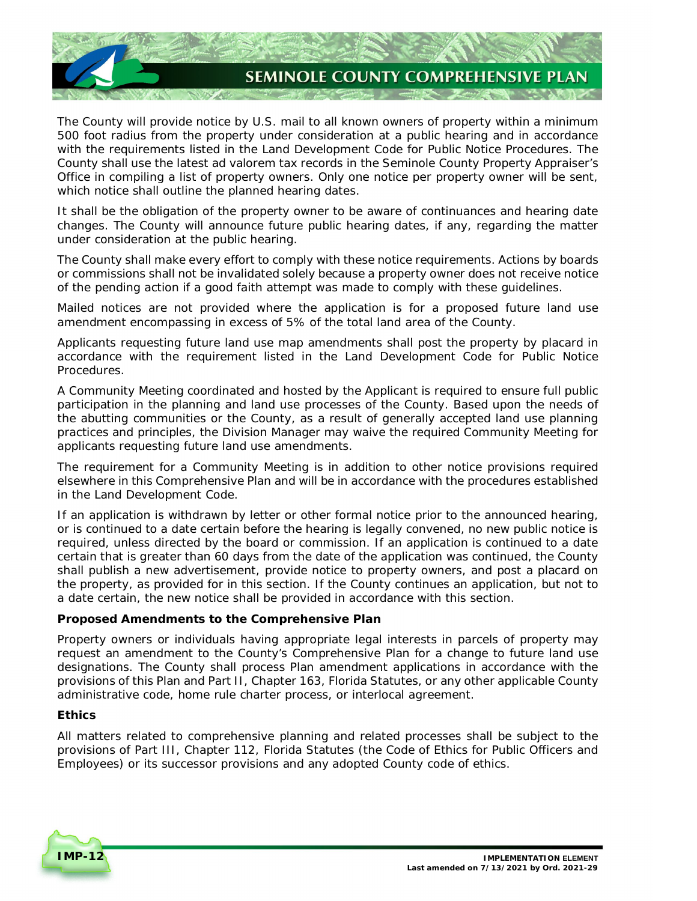The County will provide notice by U.S. mail to all known owners of property within a minimum 500 foot radius from the property under consideration at a public hearing and in accordance with the requirements listed in the Land Development Code for Public Notice Procedures. The County shall use the latest ad valorem tax records in the Seminole County Property Appraiser's Office in compiling a list of property owners. Only one notice per property owner will be sent, which notice shall outline the planned hearing dates.

It shall be the obligation of the property owner to be aware of continuances and hearing date changes. The County will announce future public hearing dates, if any, regarding the matter under consideration at the public hearing.

The County shall make every effort to comply with these notice requirements. Actions by boards or commissions shall not be invalidated solely because a property owner does not receive notice of the pending action if a good faith attempt was made to comply with these guidelines.

Mailed notices are not provided where the application is for a proposed future land use amendment encompassing in excess of 5% of the total land area of the County.

Applicants requesting future land use map amendments shall post the property by placard in accordance with the requirement listed in the Land Development Code for Public Notice Procedures.

A Community Meeting coordinated and hosted by the Applicant is required to ensure full public participation in the planning and land use processes of the County. Based upon the needs of the abutting communities or the County, as a result of generally accepted land use planning practices and principles, the Division Manager may waive the required Community Meeting for applicants requesting future land use amendments.

The requirement for a Community Meeting is in addition to other notice provisions required elsewhere in this Comprehensive Plan and will be in accordance with the procedures established in the Land Development Code.

If an application is withdrawn by letter or other formal notice prior to the announced hearing, or is continued to a date certain before the hearing is legally convened, no new public notice is required, unless directed by the board or commission. If an application is continued to a date certain that is greater than 60 days from the date of the application was continued, the County shall publish a new advertisement, provide notice to property owners, and post a placard on the property, as provided for in this section. If the County continues an application, but not to a date certain, the new notice shall be provided in accordance with this section.

**Proposed Amendments to the Comprehensive Plan**

Property owners or individuals having appropriate legal interests in parcels of property may request an amendment to the County's Comprehensive Plan for a change to future land use designations. The County shall process Plan amendment applications in accordance with the provisions of this Plan and Part II, Chapter 163, Florida Statutes, or any other applicable County administrative code, home rule charter process, or interlocal agreement.

**Ethics**

All matters related to comprehensive planning and related processes shall be subject to the provisions of Part III, Chapter 112, Florida Statutes (the Code of Ethics for Public Officers and Employees) or its successor provisions and any adopted County code of ethics.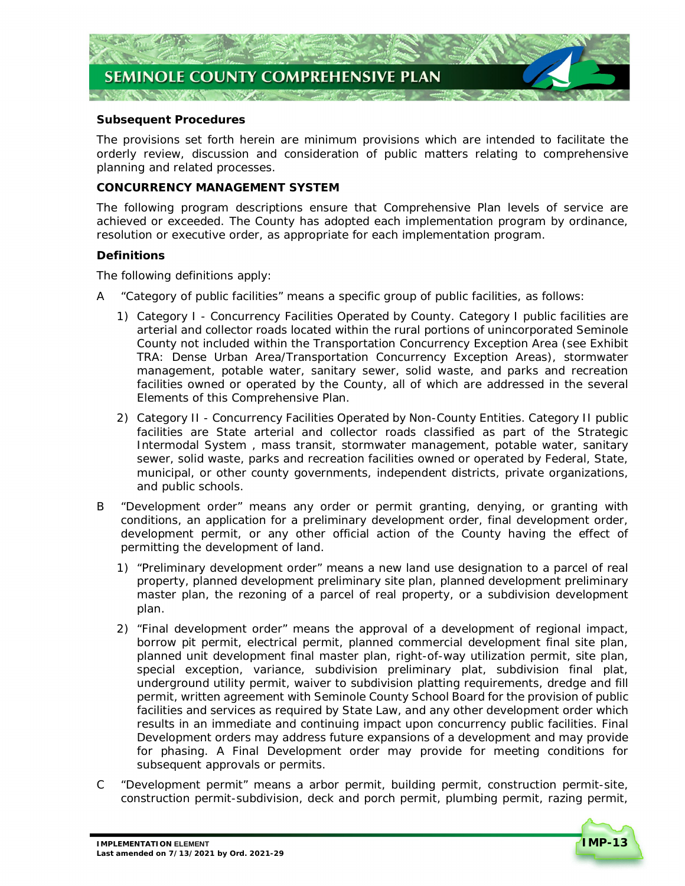### Subsequent Procedures

The provisions set forth herein are minimum provisions which are intended to facilitate the orderly review, discussion and consideration of public matters relating to comprehensive planning and related processes.

## CONCURRENCY MANAGEMENT SYSTEM

The following program descriptions ensure that Comprehensive Plan levels of service are achieved or exceeded. The County has adopted each implementation program by ordinance, resolution or executive order, as appropriate for each implementation program.

### Definitions

The following definitions apply:

A "Category of public facilities" means a specific group of public facilities, as follows:

1) Category I - Concurrency Facilities Operated by County. Category I public facilities are arterial and collector roads located within the rural portions of unincorporated Seminole County not included within the Transportation Concurrency Exception Area (see Exhibit TRA: Dense Urban Area/Transportation Concurrency Exception Areas), stormwater management, potable water, sanitary sewer, solid waste, and parks and recreation facilities owned or operated by the County, all of which are addressed in the several Elements of this Comprehensive Plan.

2) Category II - Concurrency Facilities Operated by Non-County Entities. Category II public facilities are State arterial and collector roads classified as part of the Strategic Intermodal System , mass transit, stormwater management, potable water, sanitary sewer, solid waste, parks and recreation facilities owned or operated by Federal, State, municipal, or other county governments, independent districts, private organizations, and public schools.

B "Development order" means any order or permit granting, denying, or granting with conditions, an application for a preliminary development order, final development order, development permit, or any other official action of the County having the effect of permitting the development of land.

1) "Preliminary development order" means a new land use designation to a parcel of real property, planned development preliminary site plan, planned development preliminary master plan, the rezoning of a parcel of real property, or a subdivision development plan.

2) "Final development order" means the approval of a development of regional impact, borrow pit permit, electrical permit, planned commercial development final site plan, planned unit development final master plan, right-of-way utilization permit, site plan, special exception, variance, subdivision preliminary plat, subdivision final plat, underground utility permit, waiver to subdivision platting requirements, dredge and fill permit, written agreement with Seminole County School Board for the provision of public facilities and services as required by State Law, and any other development order which results in an immediate and continuing impact upon concurrency public facilities. Final Development orders may address future expansions of a development and may provide for phasing. A Final Development order may provide for meeting conditions for subsequent approvals or permits.

C "Development permit" means a arbor permit, building permit, construction permit-site, construction permit-subdivision, deck and porch permit, plumbing permit, razing permit,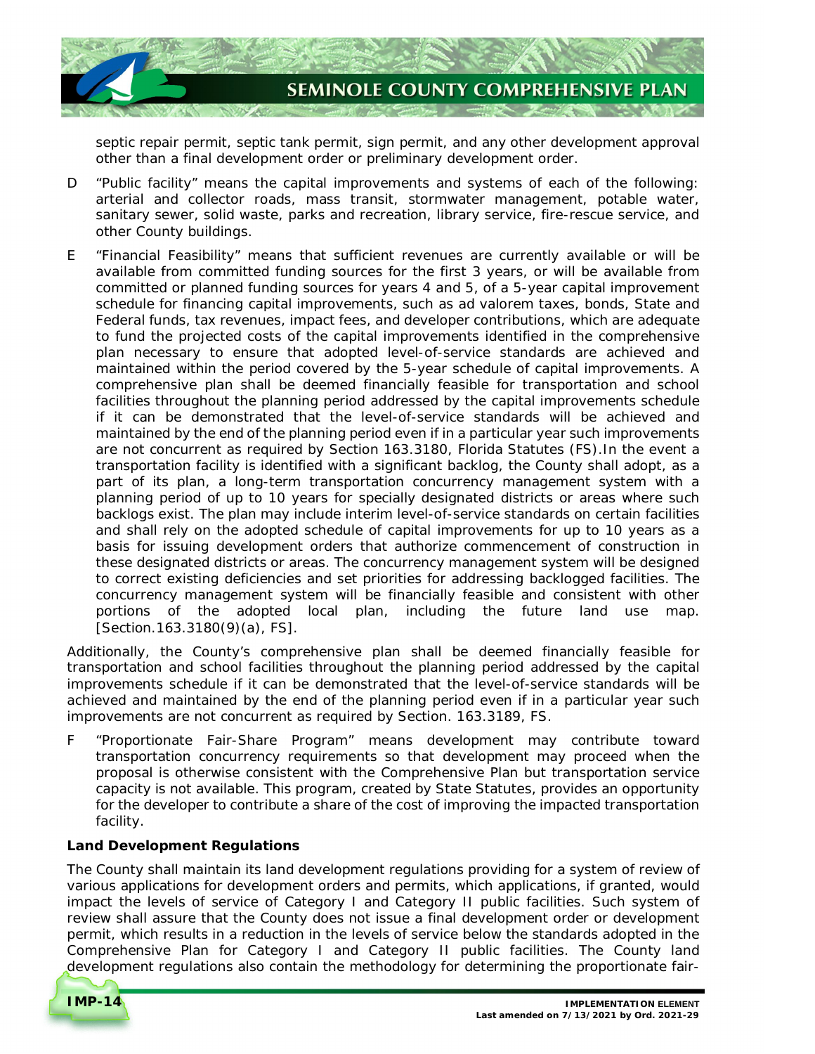septic repair permit, septic tank permit, sign permit, and any other development approval other than a final development order or preliminary development order.

D "Public facility" means the capital improvements and systems of each of the following: arterial and collector roads, mass transit, stormwater management, potable water, sanitary sewer, solid waste, parks and recreation, library service, fire-rescue service, and other County buildings.

E "Financial Feasibility" means that sufficient revenues are currently available or will be available from committed funding sources for the first 3 years, or will be available from committed or planned funding sources for years 4 and 5, of a 5-year capital improvement schedule for financing capital improvements, such as ad valorem taxes, bonds, State and Federal funds, tax revenues, impact fees, and developer contributions, which are adequate to fund the projected costs of the capital improvements identified in the comprehensive plan necessary to ensure that adopted level-of-service standards are achieved and maintained within the period covered by the 5-year schedule of capital improvements. A comprehensive plan shall be deemed financially feasible for transportation and school facilities throughout the planning period addressed by the capital improvements schedule if it can be demonstrated that the level-of-service standards will be achieved and maintained by the end of the planning period even if in a particular year such improvements are not concurrent as required by Section 163.3180, Florida Statutes (FS).In the event a transportation facility is identified with a significant backlog, the County shall adopt, as a part of its plan, a long-term transportation concurrency management system with a planning period of up to 10 years for specially designated districts or areas where such backlogs exist. The plan may include interim level-of-service standards on certain facilities and shall rely on the adopted schedule of capital improvements for up to 10 years as a basis for issuing development orders that authorize commencement of construction in these designated districts or areas. The concurrency management system will be designed to correct existing deficiencies and set priorities for addressing backlogged facilities. The concurrency management system will be financially feasible and consistent with other portions of the adopted local plan, including the future land use map. [Section.163.3180(9)(a), FS].

Additionally, the County's comprehensive plan shall be deemed financially feasible for transportation and school facilities throughout the planning period addressed by the capital improvements schedule if it can be demonstrated that the level-of-service standards will be achieved and maintained by the end of the planning period even if in a particular year such improvements are not concurrent as required by Section. 163.3189, FS.

F "Proportionate Fair-Share Program" means development may contribute toward transportation concurrency requirements so that development may proceed when the proposal is otherwise consistent with the Comprehensive Plan but transportation service capacity is not available. This program, created by State Statutes, provides an opportunity for the developer to contribute a share of the cost of improving the impacted transportation facility.

**Land Development Regulations**

The County shall maintain its land development regulations providing for a system of review of various applications for development orders and permits, which applications, if granted, would impact the levels of service of Category I and Category II public facilities. Such system of review shall assure that the County does not issue a final development order or development permit, which results in a reduction in the levels of service below the standards adopted in the Comprehensive Plan for Category I and Category II public facilities. The County land development regulations also contain the methodology for determining the proportionate fair-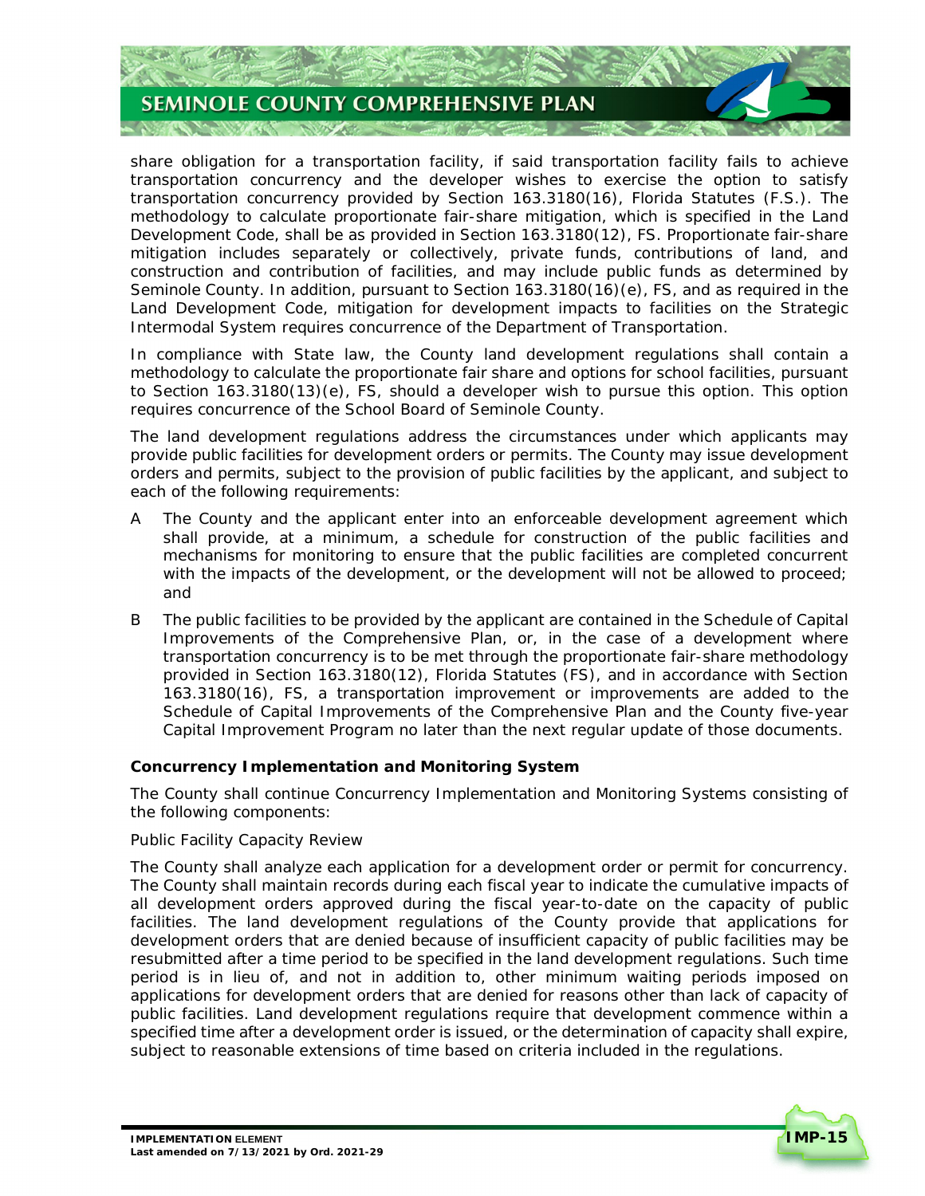share obligation for a transportation facility, if said transportation facility fails to achieve transportation concurrency and the developer wishes to exercise the option to satisfy transportation concurrency provided by Section 163.3180(16), Florida Statutes (F.S.). The methodology to calculate proportionate fair-share mitigation, which is specified in the Land Development Code, shall be as provided in Section 163.3180(12), FS. Proportionate fair-share mitigation includes separately or collectively, private funds, contributions of land, and construction and contribution of facilities, and may include public funds as determined by Seminole County. In addition, pursuant to Section 163.3180(16)(e), FS, and as required in the Land Development Code, mitigation for development impacts to facilities on the Strategic Intermodal System requires concurrence of the Department of Transportation.

In compliance with State law, the County land development regulations shall contain a methodology to calculate the proportionate fair share and options for school facilities, pursuant to Section 163.3180(13)(e), FS, should a developer wish to pursue this option. This option requires concurrence of the School Board of Seminole County.

The land development regulations address the circumstances under which applicants may provide public facilities for development orders or permits. The County may issue development orders and permits, subject to the provision of public facilities by the applicant, and subject to each of the following requirements:

A The County and the applicant enter into an enforceable development agreement which shall provide, at a minimum, a schedule for construction of the public facilities and mechanisms for monitoring to ensure that the public facilities are completed concurrent with the impacts of the development, or the development will not be allowed to proceed; and

B The public facilities to be provided by the applicant are contained in the Schedule of Capital Improvements of the Comprehensive Plan, or, in the case of a development where transportation concurrency is to be met through the proportionate fair-share methodology provided in Section 163.3180(12), Florida Statutes (FS), and in accordance with Section 163.3180(16), FS, a transportation improvement or improvements are added to the Schedule of Capital Improvements of the Comprehensive Plan and the County five-year Capital Improvement Program no later than the next regular update of those documents.

**Concurrency Implementation and Monitoring System**

The County shall continue Concurrency Implementation and Monitoring Systems consisting of the following components:

*Public Facility Capacity Review*

The County shall analyze each application for a development order or permit for concurrency. The County shall maintain records during each fiscal year to indicate the cumulative impacts of all development orders approved during the fiscal year-to-date on the capacity of public facilities. The land development regulations of the County provide that applications for development orders that are denied because of insufficient capacity of public facilities may be resubmitted after a time period to be specified in the land development regulations. Such time period is in lieu of, and not in addition to, other minimum waiting periods imposed on applications for development orders that are denied for reasons other than lack of capacity of public facilities. Land development regulations require that development commence within a specified time after a development order is issued, or the determination of capacity shall expire, subject to reasonable extensions of time based on criteria included in the regulations.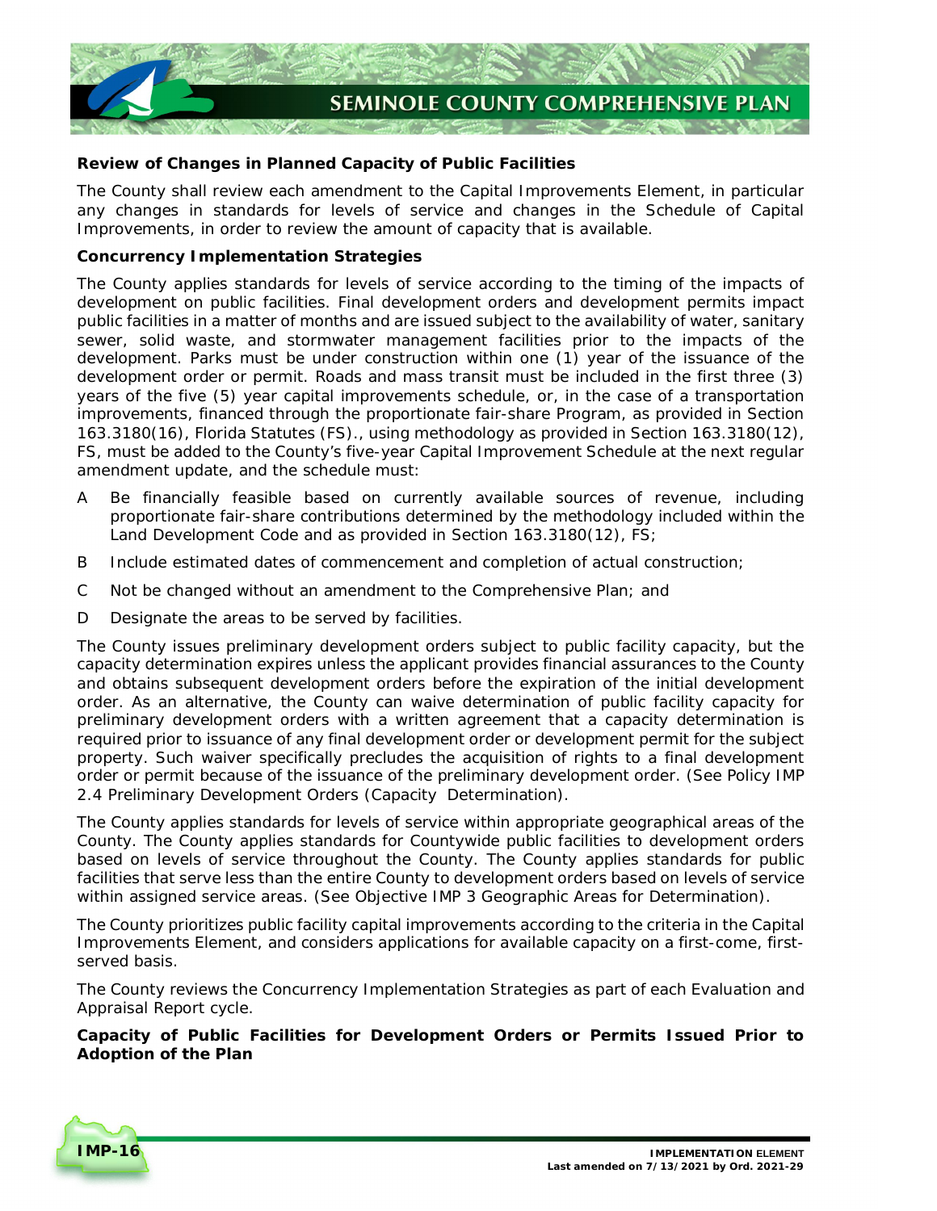**Review of Changes in Planned Capacity of Public Facilities**

The County shall review each amendment to the Capital Improvements Element, in particular any changes in standards for levels of service and changes in the Schedule of Capital Improvements, in order to review the amount of capacity that is available.

**Concurrency Implementation Strategies**

The County applies standards for levels of service according to the timing of the impacts of development on public facilities. Final development orders and development permits impact public facilities in a matter of months and are issued subject to the availability of water, sanitary sewer, solid waste, and stormwater management facilities prior to the impacts of the development. Parks must be under construction within one (1) year of the issuance of the development order or permit. Roads and mass transit must be included in the first three (3) years of the five (5) year capital improvements schedule, or, in the case of a transportation improvements, financed through the proportionate fair-share Program, as provided in Section 163.3180(16), Florida Statutes (FS)., using methodology as provided in Section 163.3180(12), FS, must be added to the County's five-year Capital Improvement Schedule at the next regular amendment update, and the schedule must:

A Be financially feasible based on currently available sources of revenue, including proportionate fair-share contributions determined by the methodology included within the Land Development Code and as provided in Section 163.3180(12), FS;

B Include estimated dates of commencement and completion of actual construction;

C Not be changed without an amendment to the Comprehensive Plan; and

D Designate the areas to be served by facilities.

The County issues preliminary development orders subject to public facility capacity, but the capacity determination expires unless the applicant provides financial assurances to the County and obtains subsequent development orders before the expiration of the initial development order. As an alternative, the County can waive determination of public facility capacity for preliminary development orders with a written agreement that a capacity determination is required prior to issuance of any final development order or development permit for the subject property. Such waiver specifically precludes the acquisition of rights to a final development order or permit because of the issuance of the preliminary development order. (See Policy IMP 2.4 Preliminary Development Orders (Capacity Determination).

The County applies standards for levels of service within appropriate geographical areas of the County. The County applies standards for Countywide public facilities to development orders based on levels of service throughout the County. The County applies standards for public facilities that serve less than the entire County to development orders based on levels of service within assigned service areas. (See Objective IMP 3 Geographic Areas for Determination).

The County prioritizes public facility capital improvements according to the criteria in the Capital Improvements Element, and considers applications for available capacity on a first-come, first-served basis.

The County reviews the Concurrency Implementation Strategies as part of each Evaluation and Appraisal Report cycle.

**Capacity of Public Facilities for Development Orders or Permits Issued Prior to Adoption of the Plan**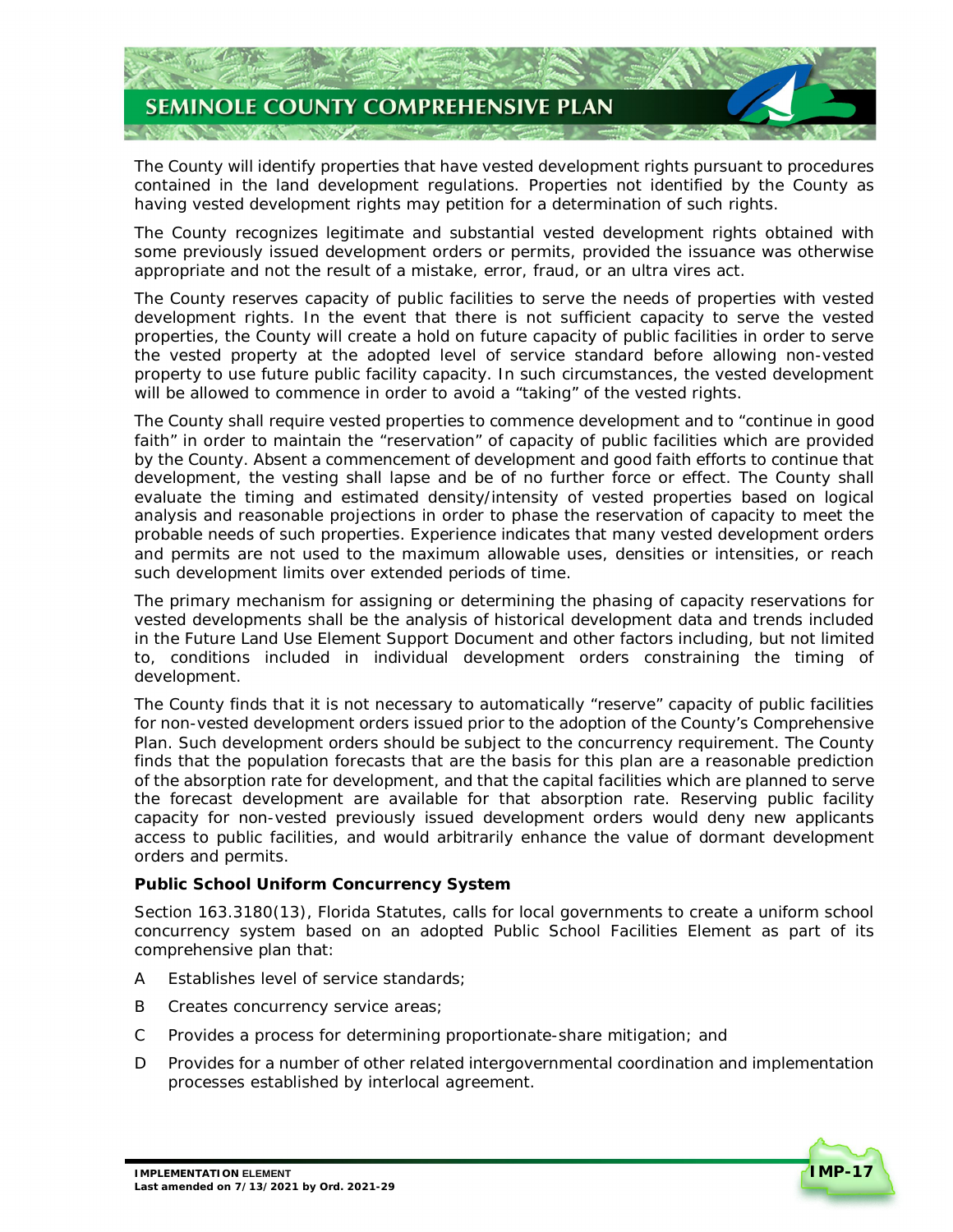The County will identify properties that have vested development rights pursuant to procedures contained in the land development regulations. Properties not identified by the County as having vested development rights may petition for a determination of such rights.

The County recognizes legitimate and substantial vested development rights obtained with some previously issued development orders or permits, provided the issuance was otherwise appropriate and not the result of a mistake, error, fraud, or an ultra vires act.

The County reserves capacity of public facilities to serve the needs of properties with vested development rights. In the event that there is not sufficient capacity to serve the vested properties, the County will create a hold on future capacity of public facilities in order to serve the vested property at the adopted level of service standard before allowing non-vested property to use future public facility capacity. In such circumstances, the vested development will be allowed to commence in order to avoid a "taking" of the vested rights.

The County shall require vested properties to commence development and to "continue in good faith" in order to maintain the "reservation" of capacity of public facilities which are provided by the County. Absent a commencement of development and good faith efforts to continue that development, the vesting shall lapse and be of no further force or effect. The County shall evaluate the timing and estimated density/intensity of vested properties based on logical analysis and reasonable projections in order to phase the reservation of capacity to meet the probable needs of such properties. Experience indicates that many vested development orders and permits are not used to the maximum allowable uses, densities or intensities, or reach such development limits over extended periods of time.

The primary mechanism for assigning or determining the phasing of capacity reservations for vested developments shall be the analysis of historical development data and trends included in the Future Land Use Element Support Document and other factors including, but not limited to, conditions included in individual development orders constraining the timing of development.

The County finds that it is not necessary to automatically "reserve" capacity of public facilities for non-vested development orders issued prior to the adoption of the County's Comprehensive Plan. Such development orders should be subject to the concurrency requirement. The County finds that the population forecasts that are the basis for this plan are a reasonable prediction of the absorption rate for development, and that the capital facilities which are planned to serve the forecast development are available for that absorption rate. Reserving public facility capacity for non-vested previously issued development orders would deny new applicants access to public facilities, and would arbitrarily enhance the value of dormant development orders and permits.

**Public School Uniform Concurrency System**

Section 163.3180(13), Florida Statutes, calls for local governments to create a uniform school concurrency system based on an adopted Public School Facilities Element as part of its comprehensive plan that:

A Establishes level of service standards;

B Creates concurrency service areas;

C Provides a process for determining proportionate-share mitigation; and

D Provides for a number of other related intergovernmental coordination and implementation processes established by interlocal agreement.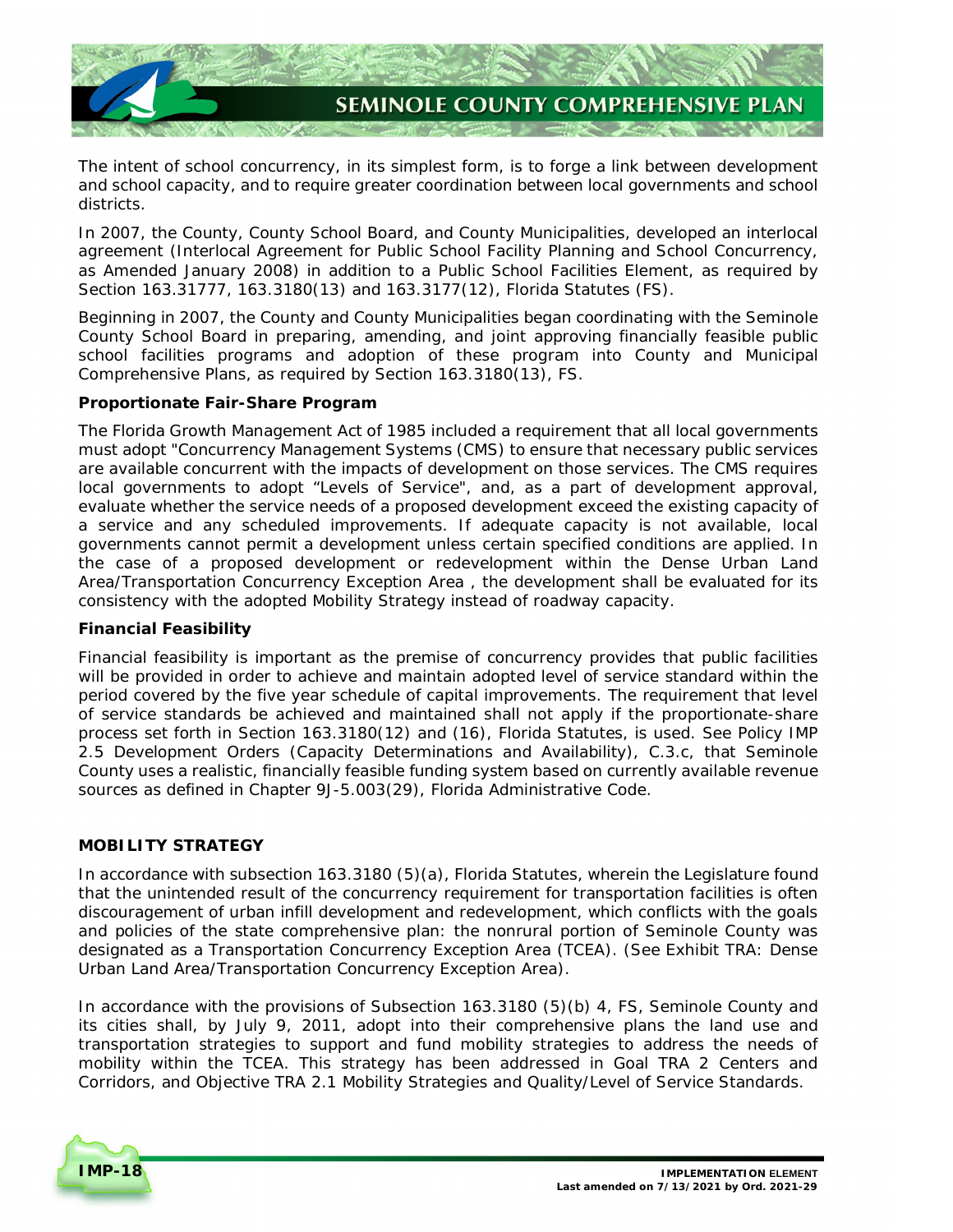The intent of school concurrency, in its simplest form, is to forge a link between development and school capacity, and to require greater coordination between local governments and school districts.

In 2007, the County, County School Board, and County Municipalities, developed an interlocal agreement (Interlocal Agreement for Public School Facility Planning and School Concurrency, as Amended January 2008) in addition to a Public School Facilities Element, as required by Section 163.31777, 163.3180(13) and 163.3177(12), Florida Statutes (FS).

Beginning in 2007, the County and County Municipalities began coordinating with the Seminole County School Board in preparing, amending, and joint approving financially feasible public school facilities programs and adoption of these program into County and Municipal Comprehensive Plans, as required by Section 163.3180(13), FS.

**Proportionate Fair-Share Program**

The Florida Growth Management Act of 1985 included a requirement that all local governments must adopt "Concurrency Management Systems (CMS) to ensure that necessary public services are available concurrent with the impacts of development on those services. The CMS requires local governments to adopt "Levels of Service", and, as a part of development approval, evaluate whether the service needs of a proposed development exceed the existing capacity of a service and any scheduled improvements. If adequate capacity is not available, local governments cannot permit a development unless certain specified conditions are applied. In the case of a proposed development or redevelopment within the Dense Urban Land Area/Transportation Concurrency Exception Area , the development shall be evaluated for its consistency with the adopted Mobility Strategy instead of roadway capacity.

**Financial Feasibility**

Financial feasibility is important as the premise of concurrency provides that public facilities will be provided in order to achieve and maintain adopted level of service standard within the period covered by the five year schedule of capital improvements. The requirement that level of service standards be achieved and maintained shall not apply if the proportionate-share process set forth in Section 163.3180(12) and (16), Florida Statutes, is used. See Policy IMP 2.5 Development Orders (Capacity Determinations and Availability), C.3.c, that Seminole County uses a realistic, financially feasible funding system based on currently available revenue sources as defined in Chapter 9J-5.003(29), Florida Administrative Code.

## MOBILITY STRATEGY

In accordance with subsection 163.3180 (5)(a), Florida Statutes, wherein the Legislature found that the unintended result of the concurrency requirement for transportation facilities is often discouragement of urban infill development and redevelopment, which conflicts with the goals and policies of the state comprehensive plan: the nonrural portion of Seminole County was designated as a Transportation Concurrency Exception Area (TCEA). (See Exhibit TRA: Dense Urban Land Area/Transportation Concurrency Exception Area).

In accordance with the provisions of Subsection 163.3180 (5)(b) 4, FS, Seminole County and its cities shall, by July 9, 2011, adopt into their comprehensive plans the land use and transportation strategies to support and fund mobility strategies to address the needs of mobility within the TCEA. This strategy has been addressed in Goal TRA 2 Centers and Corridors, and Objective TRA 2.1 Mobility Strategies and Quality/Level of Service Standards.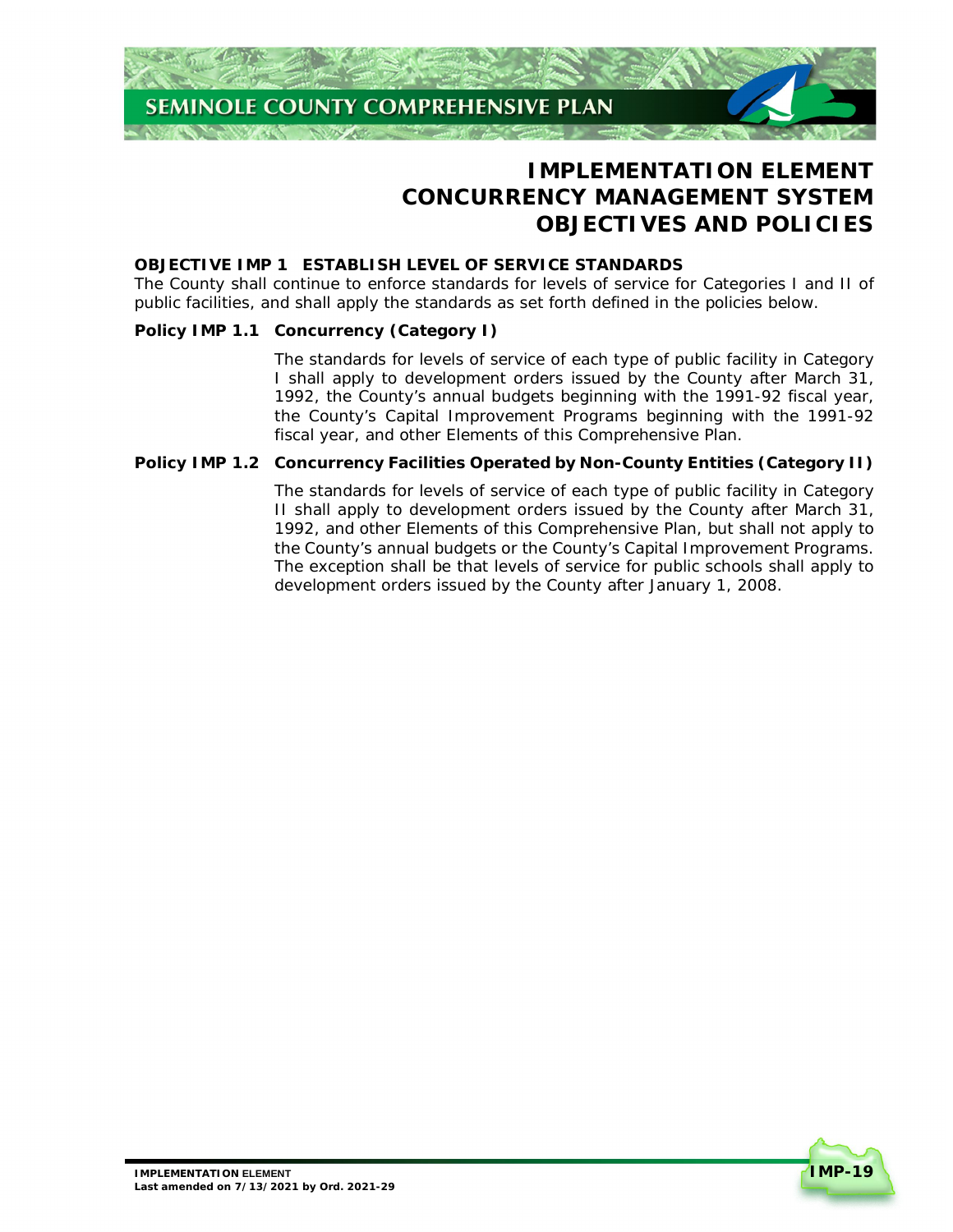# IMPLEMENTATION ELEMENT
# CONCURRENCY MANAGEMENT SYSTEM
# OBJECTIVES AND POLICIES

**OBJECTIVE IMP 1 ESTABLISH LEVEL OF SERVICE STANDARDS**

The County shall continue to enforce standards for levels of service for Categories I and II of public facilities, and shall apply the standards as set forth defined in the policies below.

**Policy IMP 1.1 Concurrency (Category I)**

The standards for levels of service of each type of public facility in Category I shall apply to development orders issued by the County after March 31, 1992, the County's annual budgets beginning with the 1991-92 fiscal year, the County's Capital Improvement Programs beginning with the 1991-92 fiscal year, and other Elements of this Comprehensive Plan.

**Policy IMP 1.2 Concurrency Facilities Operated by Non-County Entities (Category II)**

The standards for levels of service of each type of public facility in Category II shall apply to development orders issued by the County after March 31, 1992, and other Elements of this Comprehensive Plan, but shall not apply to the County's annual budgets or the County's Capital Improvement Programs. The exception shall be that levels of service for public schools shall apply to development orders issued by the County after January 1, 2008.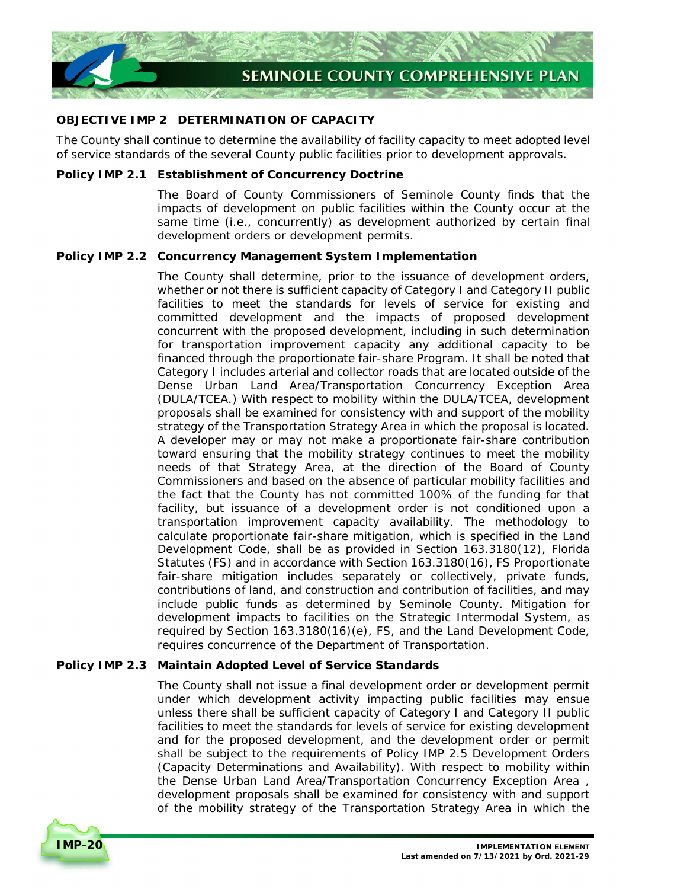## OBJECTIVE IMP 2 DETERMINATION OF CAPACITY

The County shall continue to determine the availability of facility capacity to meet adopted level of service standards of the several County public facilities prior to development approvals.

**Policy IMP 2.1 Establishment of Concurrency Doctrine**

The Board of County Commissioners of Seminole County finds that the impacts of development on public facilities within the County occur at the same time (i.e., concurrently) as development authorized by certain final development orders or development permits.

**Policy IMP 2.2 Concurrency Management System Implementation**

The County shall determine, prior to the issuance of development orders, whether or not there is sufficient capacity of Category I and Category II public facilities to meet the standards for levels of service for existing and committed development and the impacts of proposed development concurrent with the proposed development, including in such determination for transportation improvement capacity any additional capacity to be financed through the proportionate fair-share Program. It shall be noted that Category I includes arterial and collector roads that are located outside of the Dense Urban Land Area/Transportation Concurrency Exception Area (DULA/TCEA.) With respect to mobility within the DULA/TCEA, development proposals shall be examined for consistency with and support of the mobility strategy of the Transportation Strategy Area in which the proposal is located. A developer may or may not make a proportionate fair-share contribution toward ensuring that the mobility strategy continues to meet the mobility needs of that Strategy Area, at the direction of the Board of County Commissioners and based on the absence of particular mobility facilities and the fact that the County has not committed 100% of the funding for that facility, but issuance of a development order is not conditioned upon a transportation improvement capacity availability. The methodology to calculate proportionate fair-share mitigation, which is specified in the Land Development Code, shall be as provided in Section 163.3180(12), Florida Statutes (FS) and in accordance with Section 163.3180(16), FS Proportionate fair-share mitigation includes separately or collectively, private funds, contributions of land, and construction and contribution of facilities, and may include public funds as determined by Seminole County. Mitigation for development impacts to facilities on the Strategic Intermodal System, as required by Section 163.3180(16)(e), FS, and the Land Development Code, requires concurrence of the Department of Transportation.

**Policy IMP 2.3 Maintain Adopted Level of Service Standards**

The County shall not issue a final development order or development permit under which development activity impacting public facilities may ensue unless there shall be sufficient capacity of Category I and Category II public facilities to meet the standards for levels of service for existing development and for the proposed development, and the development order or permit shall be subject to the requirements of Policy IMP 2.5 Development Orders (Capacity Determinations and Availability). With respect to mobility within the Dense Urban Land Area/Transportation Concurrency Exception Area , development proposals shall be examined for consistency with and support of the mobility strategy of the Transportation Strategy Area in which the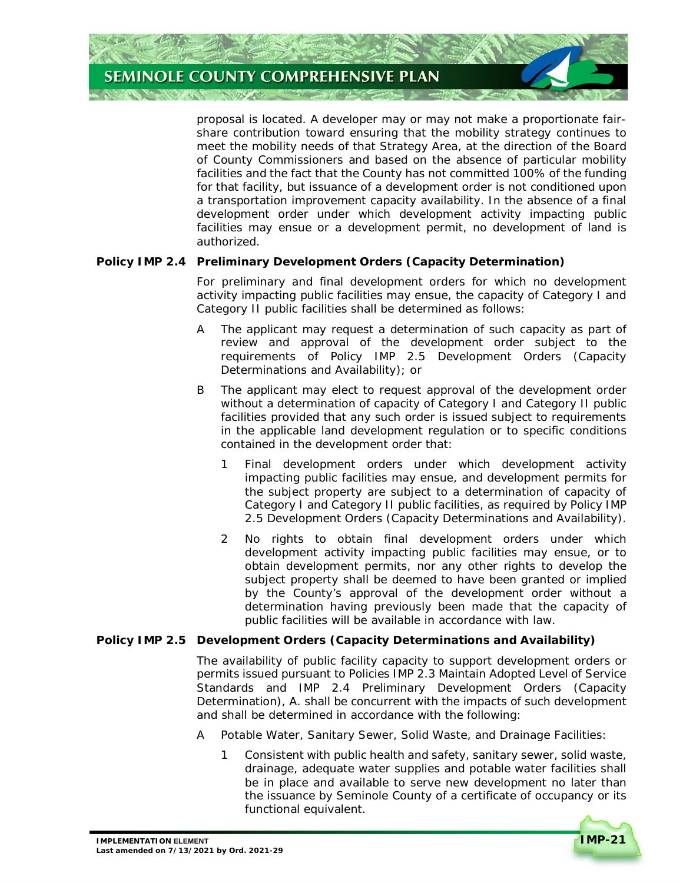proposal is located. A developer may or may not make a proportionate fair-share contribution toward ensuring that the mobility strategy continues to meet the mobility needs of that Strategy Area, at the direction of the Board of County Commissioners and based on the absence of particular mobility facilities and the fact that the County has not committed 100% of the funding for that facility, but issuance of a development order is not conditioned upon a transportation improvement capacity availability. In the absence of a final development order under which development activity impacting public facilities may ensue or a development permit, no development of land is authorized.

**Policy IMP 2.4 Preliminary Development Orders (Capacity Determination)**

For preliminary and final development orders for which no development activity impacting public facilities may ensue, the capacity of Category I and Category II public facilities shall be determined as follows:

A The applicant may request a determination of such capacity as part of review and approval of the development order subject to the requirements of Policy IMP 2.5 Development Orders (Capacity Determinations and Availability); or

B The applicant may elect to request approval of the development order without a determination of capacity of Category I and Category II public facilities provided that any such order is issued subject to requirements in the applicable land development regulation or to specific conditions contained in the development order that:

1 Final development orders under which development activity impacting public facilities may ensue, and development permits for the subject property are subject to a determination of capacity of Category I and Category II public facilities, as required by Policy IMP 2.5 Development Orders (Capacity Determinations and Availability).

2 No rights to obtain final development orders under which development activity impacting public facilities may ensue, or to obtain development permits, nor any other rights to develop the subject property shall be deemed to have been granted or implied by the County's approval of the development order without a determination having previously been made that the capacity of public facilities will be available in accordance with law.

**Policy IMP 2.5 Development Orders (Capacity Determinations and Availability)**

The availability of public facility capacity to support development orders or permits issued pursuant to Policies IMP 2.3 Maintain Adopted Level of Service Standards and IMP 2.4 Preliminary Development Orders (Capacity Determination), A. shall be concurrent with the impacts of such development and shall be determined in accordance with the following:

A Potable Water, Sanitary Sewer, Solid Waste, and Drainage Facilities:

1 Consistent with public health and safety, sanitary sewer, solid waste, drainage, adequate water supplies and potable water facilities shall be in place and available to serve new development no later than the issuance by Seminole County of a certificate of occupancy or its functional equivalent.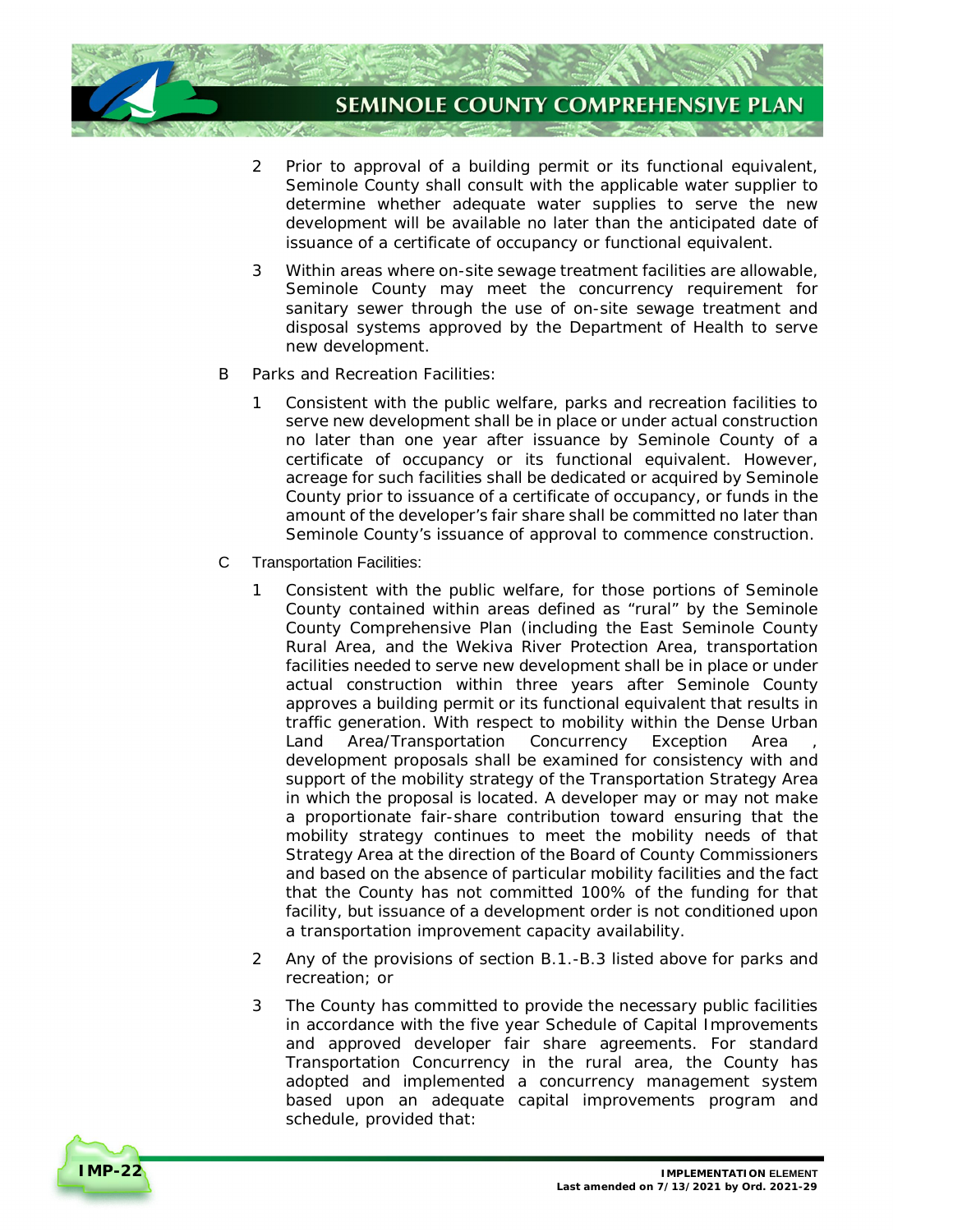2 Prior to approval of a building permit or its functional equivalent, Seminole County shall consult with the applicable water supplier to determine whether adequate water supplies to serve the new development will be available no later than the anticipated date of issuance of a certificate of occupancy or functional equivalent.

3 Within areas where on-site sewage treatment facilities are allowable, Seminole County may meet the concurrency requirement for sanitary sewer through the use of on-site sewage treatment and disposal systems approved by the Department of Health to serve new development.

B Parks and Recreation Facilities:

1 Consistent with the public welfare, parks and recreation facilities to serve new development shall be in place or under actual construction no later than one year after issuance by Seminole County of a certificate of occupancy or its functional equivalent. However, acreage for such facilities shall be dedicated or acquired by Seminole County prior to issuance of a certificate of occupancy, or funds in the amount of the developer's fair share shall be committed no later than Seminole County's issuance of approval to commence construction.

C Transportation Facilities:

1 Consistent with the public welfare, for those portions of Seminole County contained within areas defined as "rural" by the Seminole County Comprehensive Plan (including the East Seminole County Rural Area, and the Wekiva River Protection Area, transportation facilities needed to serve new development shall be in place or under actual construction within three years after Seminole County approves a building permit or its functional equivalent that results in traffic generation. With respect to mobility within the Dense Urban Land Area/Transportation Concurrency Exception Area , development proposals shall be examined for consistency with and support of the mobility strategy of the Transportation Strategy Area in which the proposal is located. A developer may or may not make a proportionate fair-share contribution toward ensuring that the mobility strategy continues to meet the mobility needs of that Strategy Area at the direction of the Board of County Commissioners and based on the absence of particular mobility facilities and the fact that the County has not committed 100% of the funding for that facility, but issuance of a development order is not conditioned upon a transportation improvement capacity availability.

2 Any of the provisions of section B.1.-B.3 listed above for parks and recreation; or

3 The County has committed to provide the necessary public facilities in accordance with the five year Schedule of Capital Improvements and approved developer fair share agreements. For standard Transportation Concurrency in the rural area, the County has adopted and implemented a concurrency management system based upon an adequate capital improvements program and schedule, provided that: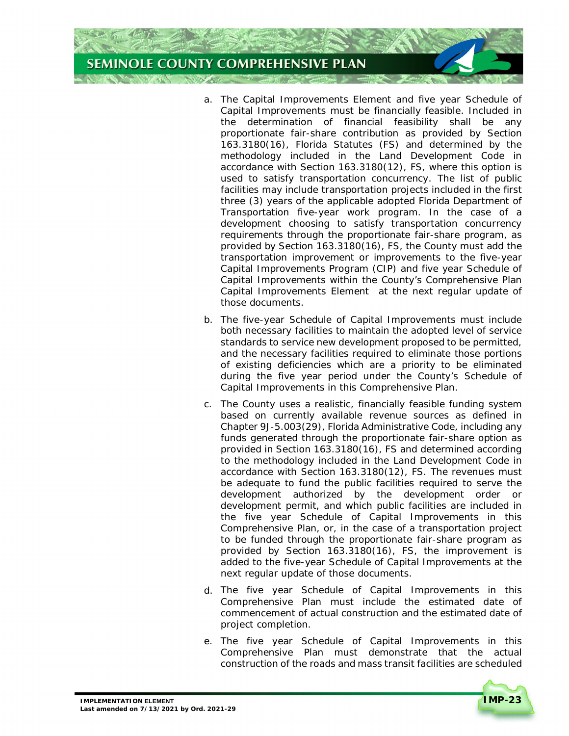a. The Capital Improvements Element and five year Schedule of Capital Improvements must be financially feasible. Included in the determination of financial feasibility shall be any proportionate fair-share contribution as provided by Section 163.3180(16), Florida Statutes (FS) and determined by the methodology included in the Land Development Code in accordance with Section 163.3180(12), FS, where this option is used to satisfy transportation concurrency. The list of public facilities may include transportation projects included in the first three (3) years of the applicable adopted Florida Department of Transportation five-year work program. In the case of a development choosing to satisfy transportation concurrency requirements through the proportionate fair-share program, as provided by Section 163.3180(16), FS, the County must add the transportation improvement or improvements to the five-year Capital Improvements Program (CIP) and five year Schedule of Capital Improvements within the County's Comprehensive Plan Capital Improvements Element at the next regular update of those documents.

b. The five-year Schedule of Capital Improvements must include both necessary facilities to maintain the adopted level of service standards to service new development proposed to be permitted, and the necessary facilities required to eliminate those portions of existing deficiencies which are a priority to be eliminated during the five year period under the County's Schedule of Capital Improvements in this Comprehensive Plan.

c. The County uses a realistic, financially feasible funding system based on currently available revenue sources as defined in Chapter 9J-5.003(29), Florida Administrative Code, including any funds generated through the proportionate fair-share option as provided in Section 163.3180(16), FS and determined according to the methodology included in the Land Development Code in accordance with Section 163.3180(12), FS. The revenues must be adequate to fund the public facilities required to serve the development authorized by the development order or development permit, and which public facilities are included in the five year Schedule of Capital Improvements in this Comprehensive Plan, or, in the case of a transportation project to be funded through the proportionate fair-share program as provided by Section 163.3180(16), FS, the improvement is added to the five-year Schedule of Capital Improvements at the next regular update of those documents.

d. The five year Schedule of Capital Improvements in this Comprehensive Plan must include the estimated date of commencement of actual construction and the estimated date of project completion.

e. The five year Schedule of Capital Improvements in this Comprehensive Plan must demonstrate that the actual construction of the roads and mass transit facilities are scheduled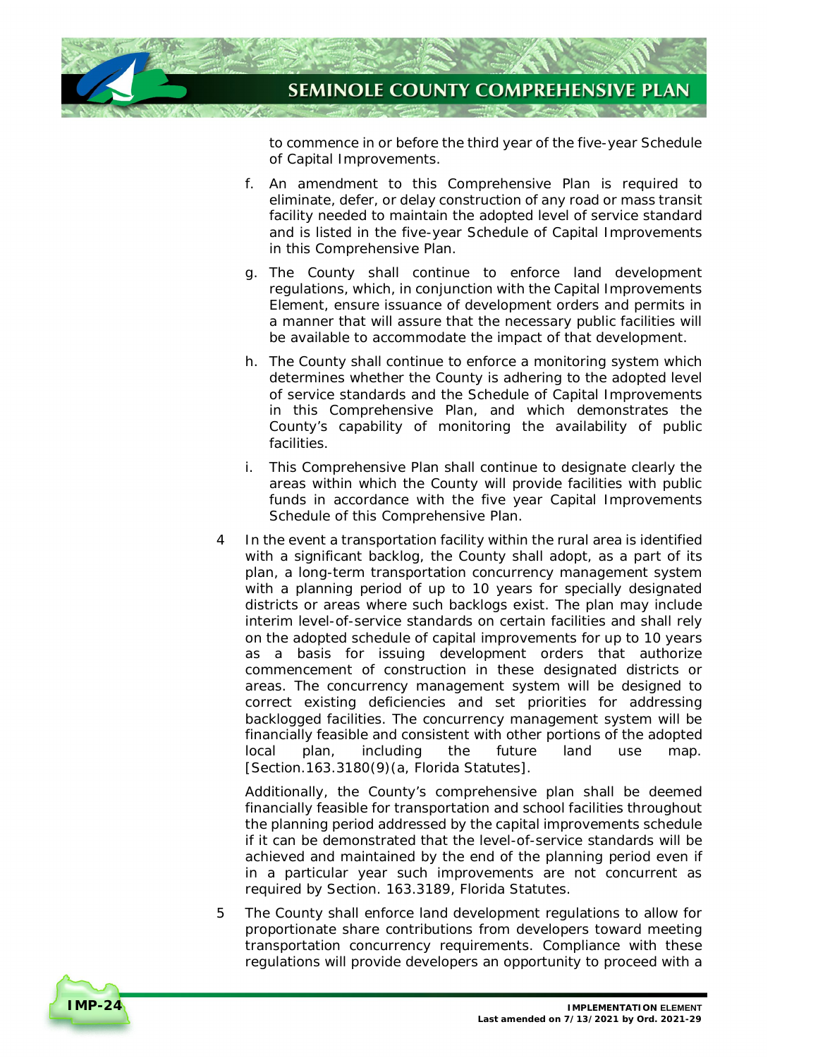to commence in or before the third year of the five-year Schedule of Capital Improvements.

f. An amendment to this Comprehensive Plan is required to eliminate, defer, or delay construction of any road or mass transit facility needed to maintain the adopted level of service standard and is listed in the five-year Schedule of Capital Improvements in this Comprehensive Plan.

g. The County shall continue to enforce land development regulations, which, in conjunction with the Capital Improvements Element, ensure issuance of development orders and permits in a manner that will assure that the necessary public facilities will be available to accommodate the impact of that development.

h. The County shall continue to enforce a monitoring system which determines whether the County is adhering to the adopted level of service standards and the Schedule of Capital Improvements in this Comprehensive Plan, and which demonstrates the County's capability of monitoring the availability of public facilities.

i. This Comprehensive Plan shall continue to designate clearly the areas within which the County will provide facilities with public funds in accordance with the five year Capital Improvements Schedule of this Comprehensive Plan.

4 In the event a transportation facility within the rural area is identified with a significant backlog, the County shall adopt, as a part of its plan, a long-term transportation concurrency management system with a planning period of up to 10 years for specially designated districts or areas where such backlogs exist. The plan may include interim level-of-service standards on certain facilities and shall rely on the adopted schedule of capital improvements for up to 10 years as a basis for issuing development orders that authorize commencement of construction in these designated districts or areas. The concurrency management system will be designed to correct existing deficiencies and set priorities for addressing backlogged facilities. The concurrency management system will be financially feasible and consistent with other portions of the adopted local plan, including the future land use map. [Section.163.3180(9)(a, Florida Statutes].

Additionally, the County's comprehensive plan shall be deemed financially feasible for transportation and school facilities throughout the planning period addressed by the capital improvements schedule if it can be demonstrated that the level-of-service standards will be achieved and maintained by the end of the planning period even if in a particular year such improvements are not concurrent as required by Section. 163.3189, Florida Statutes.

5 The County shall enforce land development regulations to allow for proportionate share contributions from developers toward meeting transportation concurrency requirements. Compliance with these regulations will provide developers an opportunity to proceed with a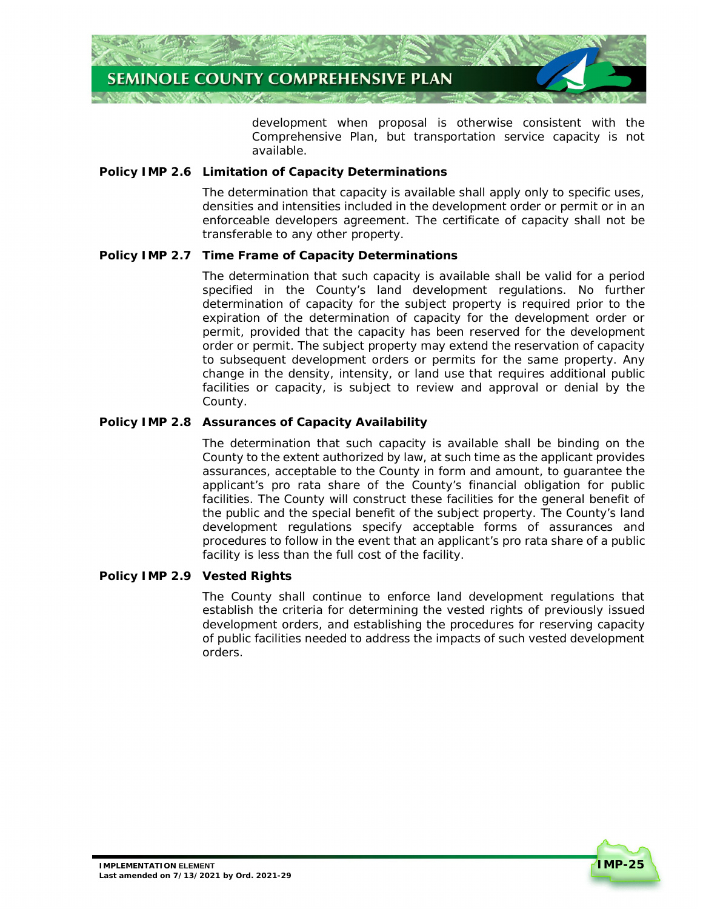development when proposal is otherwise consistent with the Comprehensive Plan, but transportation service capacity is not available.

**Policy IMP 2.6 Limitation of Capacity Determinations**

The determination that capacity is available shall apply only to specific uses, densities and intensities included in the development order or permit or in an enforceable developers agreement. The certificate of capacity shall not be transferable to any other property.

**Policy IMP 2.7 Time Frame of Capacity Determinations**

The determination that such capacity is available shall be valid for a period specified in the County's land development regulations. No further determination of capacity for the subject property is required prior to the expiration of the determination of capacity for the development order or permit, provided that the capacity has been reserved for the development order or permit. The subject property may extend the reservation of capacity to subsequent development orders or permits for the same property. Any change in the density, intensity, or land use that requires additional public facilities or capacity, is subject to review and approval or denial by the County.

**Policy IMP 2.8 Assurances of Capacity Availability**

The determination that such capacity is available shall be binding on the County to the extent authorized by law, at such time as the applicant provides assurances, acceptable to the County in form and amount, to guarantee the applicant's pro rata share of the County's financial obligation for public facilities. The County will construct these facilities for the general benefit of the public and the special benefit of the subject property. The County's land development regulations specify acceptable forms of assurances and procedures to follow in the event that an applicant's pro rata share of a public facility is less than the full cost of the facility.

**Policy IMP 2.9 Vested Rights**

The County shall continue to enforce land development regulations that establish the criteria for determining the vested rights of previously issued development orders, and establishing the procedures for reserving capacity of public facilities needed to address the impacts of such vested development orders.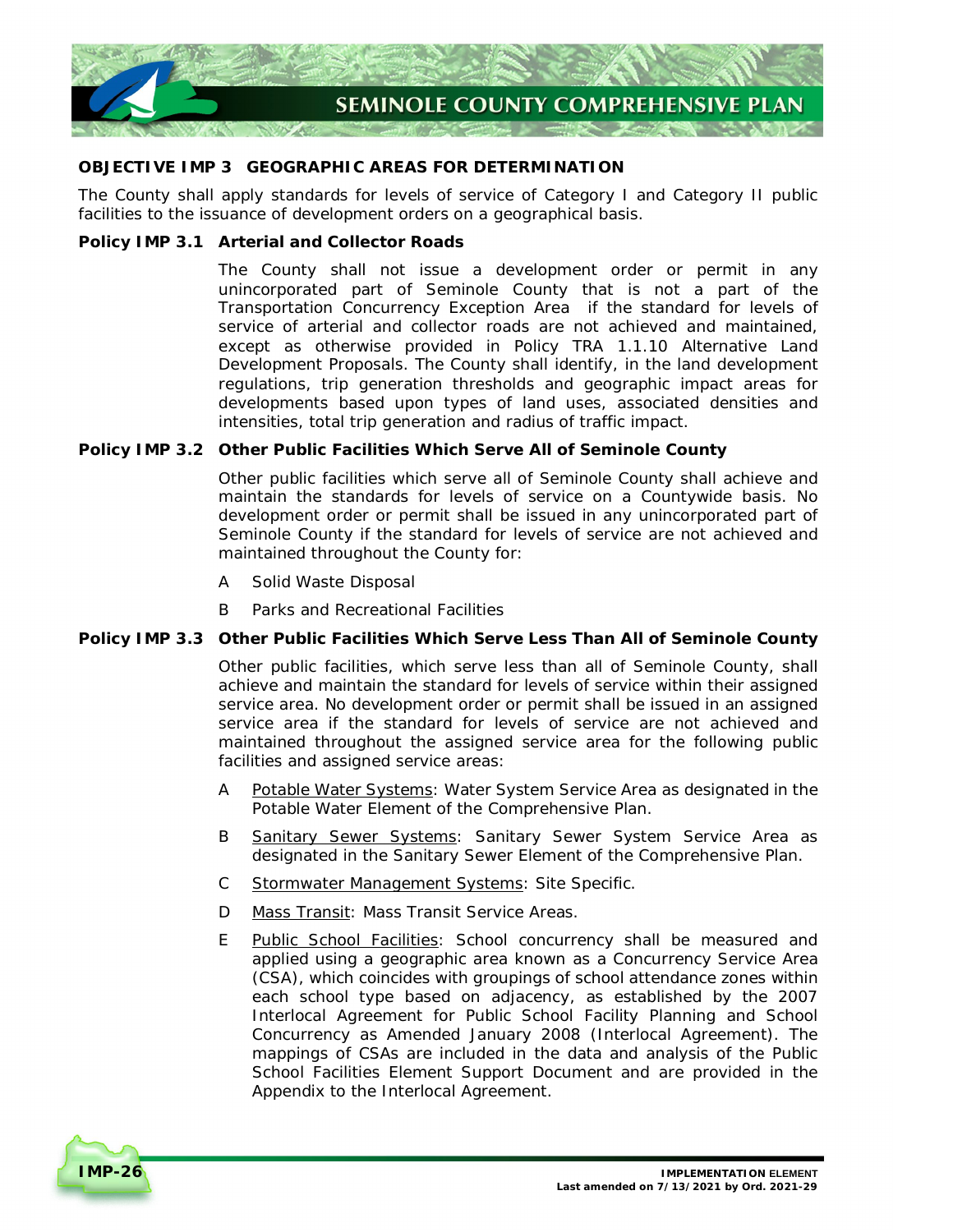### OBJECTIVE IMP 3 GEOGRAPHIC AREAS FOR DETERMINATION

The County shall apply standards for levels of service of Category I and Category II public facilities to the issuance of development orders on a geographical basis.

**Policy IMP 3.1 Arterial and Collector Roads**

The County shall not issue a development order or permit in any unincorporated part of Seminole County that is not a part of the Transportation Concurrency Exception Area if the standard for levels of service of arterial and collector roads are not achieved and maintained, except as otherwise provided in Policy TRA 1.1.10 Alternative Land Development Proposals. The County shall identify, in the land development regulations, trip generation thresholds and geographic impact areas for developments based upon types of land uses, associated densities and intensities, total trip generation and radius of traffic impact.

**Policy IMP 3.2 Other Public Facilities Which Serve All of Seminole County**

Other public facilities which serve all of Seminole County shall achieve and maintain the standards for levels of service on a Countywide basis. No development order or permit shall be issued in any unincorporated part of Seminole County if the standard for levels of service are not achieved and maintained throughout the County for:

A Solid Waste Disposal

B Parks and Recreational Facilities

**Policy IMP 3.3 Other Public Facilities Which Serve Less Than All of Seminole County**

Other public facilities, which serve less than all of Seminole County, shall achieve and maintain the standard for levels of service within their assigned service area. No development order or permit shall be issued in an assigned service area if the standard for levels of service are not achieved and maintained throughout the assigned service area for the following public facilities and assigned service areas:

A Potable Water Systems: Water System Service Area as designated in the Potable Water Element of the Comprehensive Plan.

B Sanitary Sewer Systems: Sanitary Sewer System Service Area as designated in the Sanitary Sewer Element of the Comprehensive Plan.

C Stormwater Management Systems: Site Specific.

D Mass Transit: Mass Transit Service Areas.

E Public School Facilities: School concurrency shall be measured and applied using a geographic area known as a Concurrency Service Area (CSA), which coincides with groupings of school attendance zones within each school type based on adjacency, as established by the 2007 Interlocal Agreement for Public School Facility Planning and School Concurrency as Amended January 2008 (Interlocal Agreement). The mappings of CSAs are included in the data and analysis of the Public School Facilities Element Support Document and are provided in the Appendix to the Interlocal Agreement.